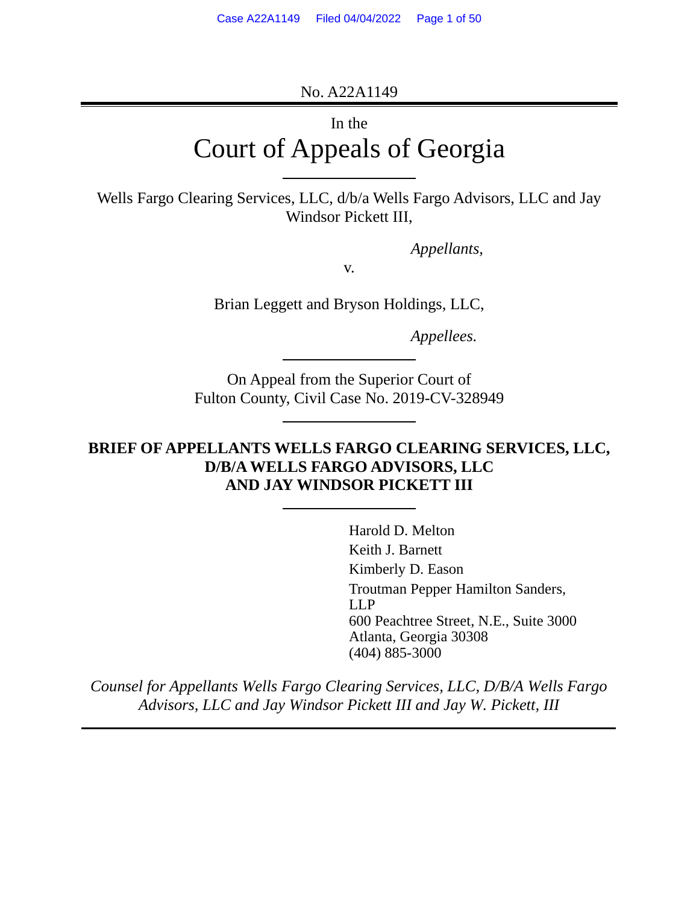No. A22A1149

In the

# Court of Appeals of Georgia

Wells Fargo Clearing Services, LLC, d/b/a Wells Fargo Advisors, LLC and Jay Windsor Pickett III,

*Appellants,*

v.

Brian Leggett and Bryson Holdings, LLC,

*Appellees.*

On Appeal from the Superior Court of Fulton County, Civil Case No. 2019-CV-328949

**BRIEF OF APPELLANTS WELLS FARGO CLEARING SERVICES, LLC, D/B/A WELLS FARGO ADVISORS, LLC AND JAY WINDSOR PICKETT III**

Harold D. Melton
Keith J. Barnett
Kimberly D. Eason
Troutman Pepper Hamilton Sanders, LLP
600 Peachtree Street, N.E., Suite 3000
Atlanta, Georgia 30308
(404) 885-3000

*Counsel for Appellants Wells Fargo Clearing Services, LLC, D/B/A Wells Fargo Advisors, LLC and Jay Windsor Pickett III and Jay W. Pickett, III*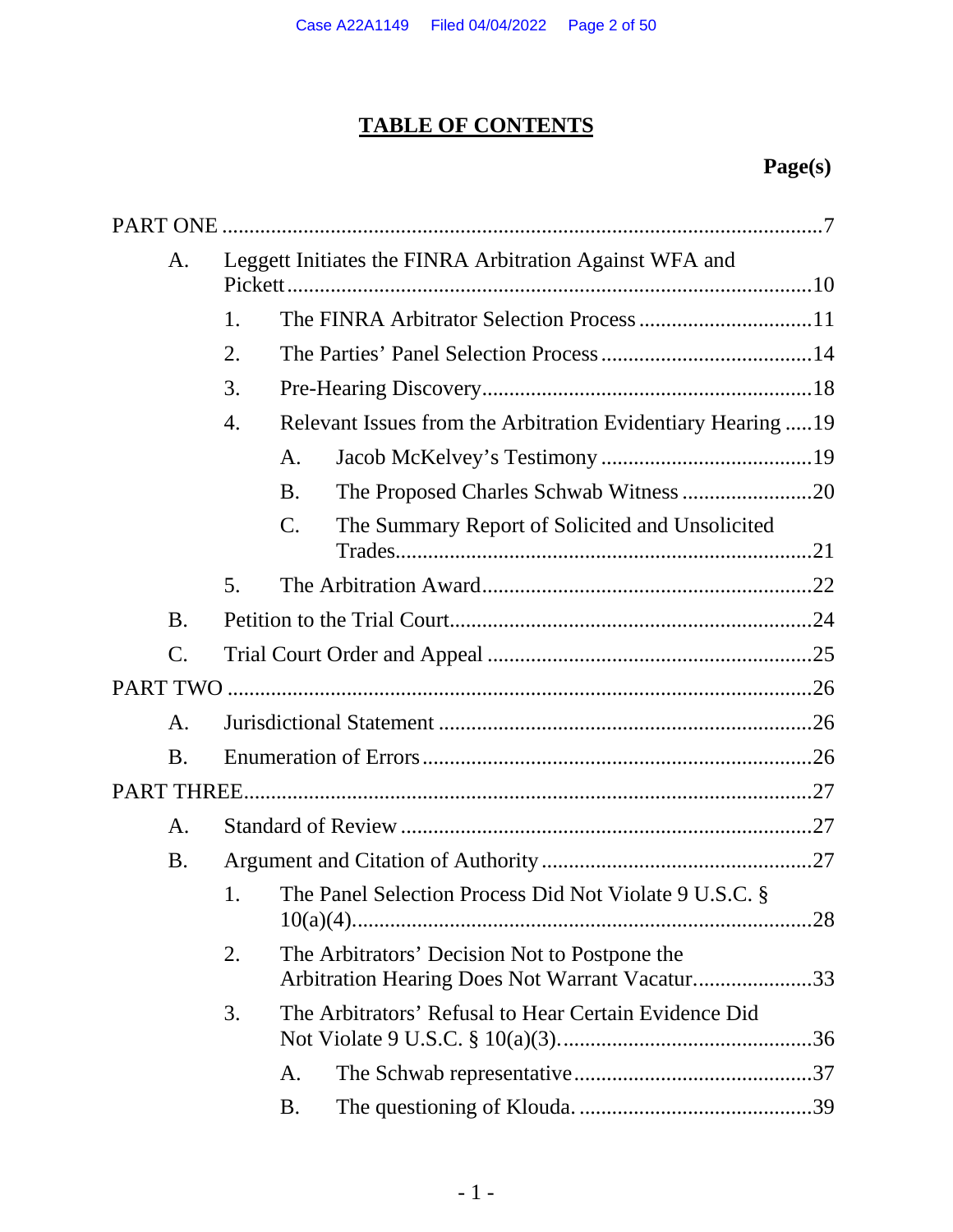# TABLE OF CONTENTS

**Page(s)**

PART ONE ... 7

- A. Leggett Initiates the FINRA Arbitration Against WFA and Pickett ... 10
  - 1. The FINRA Arbitrator Selection Process ... 11
  - 2. The Parties' Panel Selection Process ... 14
  - 3. Pre-Hearing Discovery ... 18
  - 4. Relevant Issues from the Arbitration Evidentiary Hearing ... 19
    - A. Jacob McKelvey's Testimony ... 19
    - B. The Proposed Charles Schwab Witness ... 20
    - C. The Summary Report of Solicited and Unsolicited Trades ... 21
  - 5. The Arbitration Award ... 22
- B. Petition to the Trial Court ... 24
- C. Trial Court Order and Appeal ... 25

PART TWO ... 26

- A. Jurisdictional Statement ... 26
- B. Enumeration of Errors ... 26

PART THREE ... 27

- A. Standard of Review ... 27
- B. Argument and Citation of Authority ... 27
  - 1. The Panel Selection Process Did Not Violate 9 U.S.C. § 10(a)(4) ... 28
  - 2. The Arbitrators' Decision Not to Postpone the Arbitration Hearing Does Not Warrant Vacatur ... 33
  - 3. The Arbitrators' Refusal to Hear Certain Evidence Did Not Violate 9 U.S.C. § 10(a)(3) ... 36
    - A. The Schwab representative ... 37
    - B. The questioning of Klouda. ... 39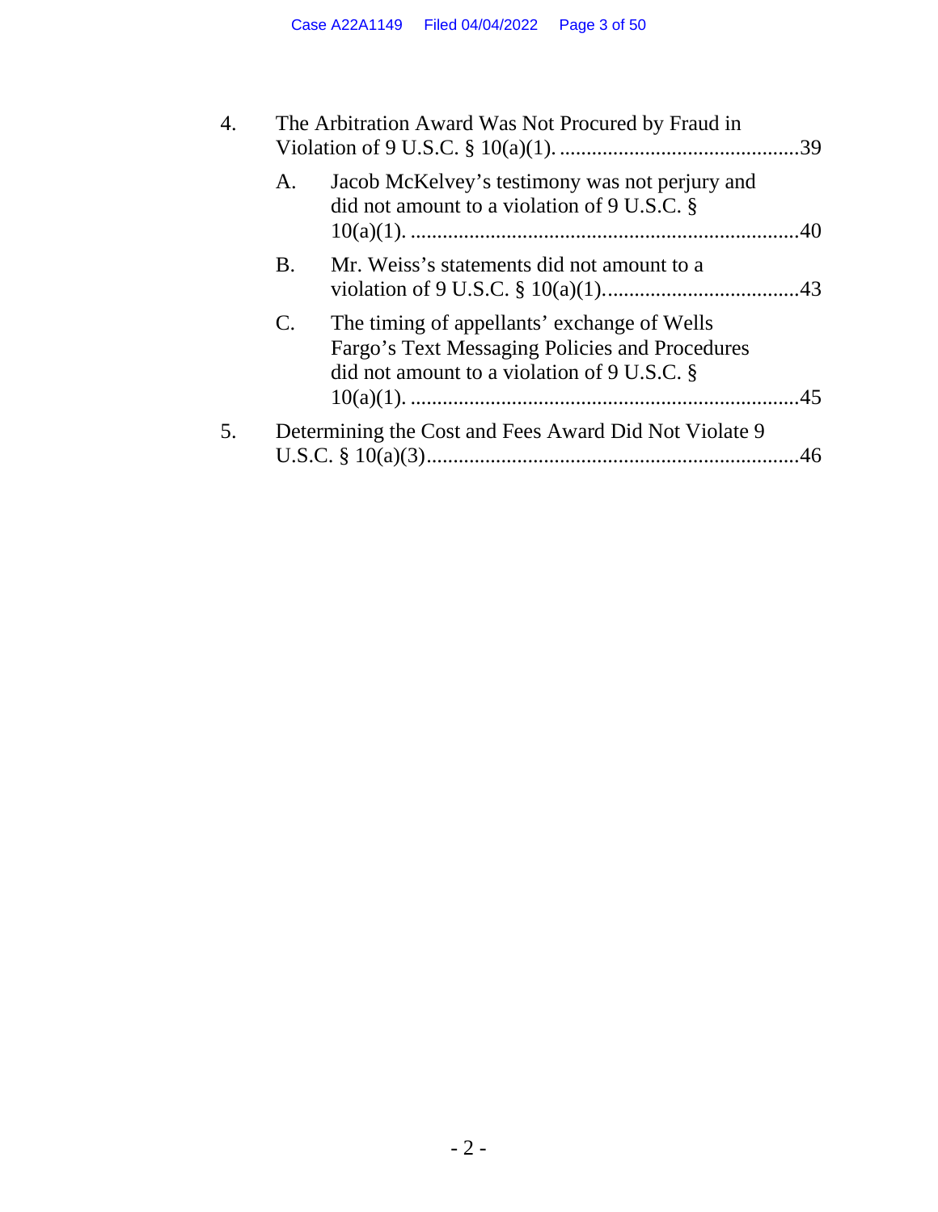4. The Arbitration Award Was Not Procured by Fraud in Violation of 9 U.S.C. § 10(a)(1). ............................................39

   A. Jacob McKelvey's testimony was not perjury and did not amount to a violation of 9 U.S.C. § 10(a)(1). ........................................................................40

   B. Mr. Weiss's statements did not amount to a violation of 9 U.S.C. § 10(a)(1)....................................43

   C. The timing of appellants' exchange of Wells Fargo's Text Messaging Policies and Procedures did not amount to a violation of 9 U.S.C. § 10(a)(1). ........................................................................45

5. Determining the Cost and Fees Award Did Not Violate 9 U.S.C. § 10(a)(3)......................................................................46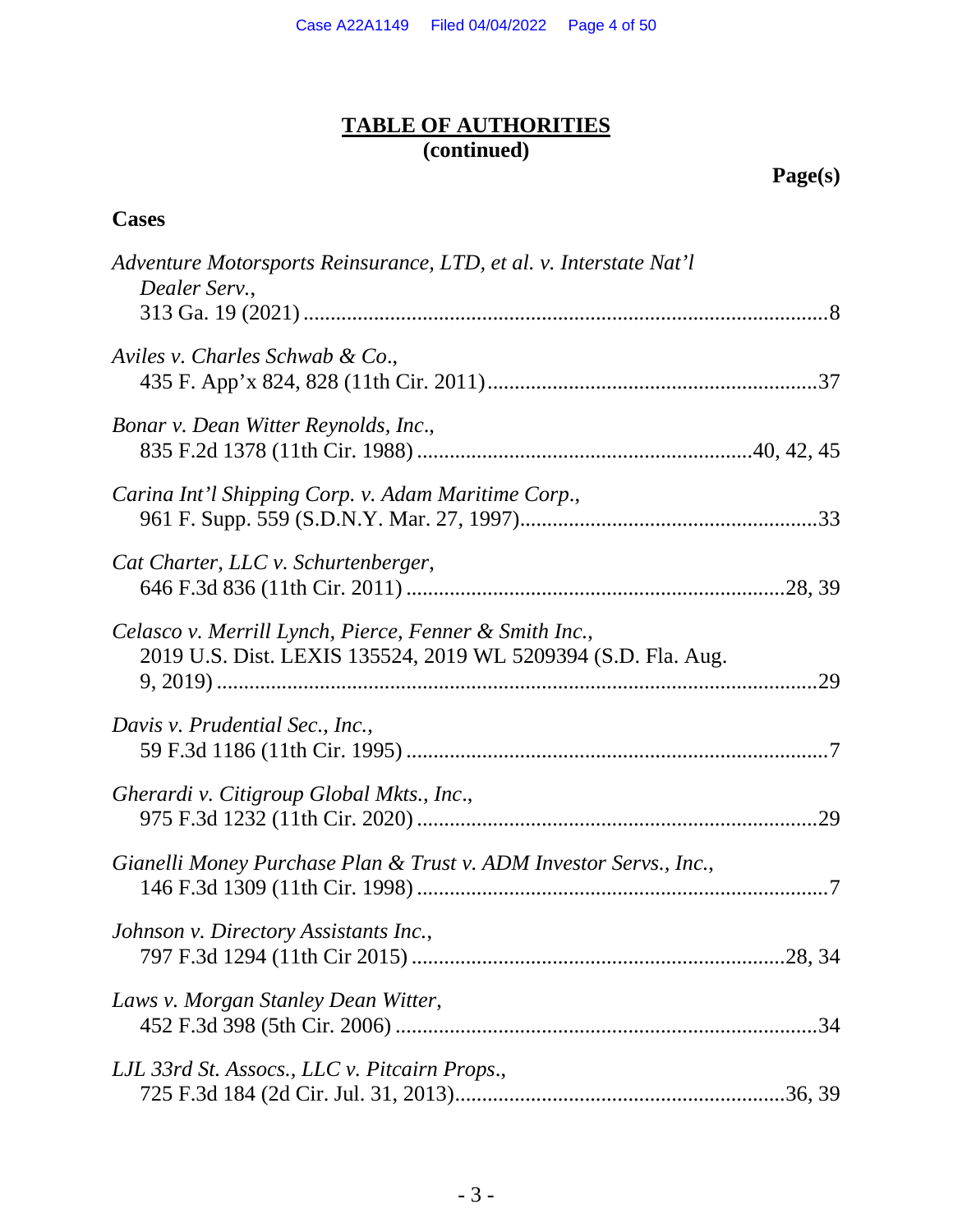# TABLE OF AUTHORITIES
## (continued)

**Page(s)**

**Cases**

*Adventure Motorsports Reinsurance, LTD, et al. v. Interstate Nat'l Dealer Serv.*,
313 Ga. 19 (2021) ....................................................................................8

*Aviles v. Charles Schwab & Co*.,
435 F. App'x 824, 828 (11th Cir. 2011)..............................................................37

*Bonar v. Dean Witter Reynolds, Inc*.,
835 F.2d 1378 (11th Cir. 1988) .............................................................40, 42, 45

*Carina Int'l Shipping Corp. v. Adam Maritime Corp*.,
961 F. Supp. 559 (S.D.N.Y. Mar. 27, 1997).......................................................33

*Cat Charter, LLC v. Schurtenberger*,
646 F.3d 836 (11th Cir. 2011) ......................................................................28, 39

*Celasco v. Merrill Lynch, Pierce, Fenner & Smith Inc.*,
2019 U.S. Dist. LEXIS 135524, 2019 WL 5209394 (S.D. Fla. Aug. 9, 2019) ..................................................................................................29

*Davis v. Prudential Sec., Inc.*,
59 F.3d 1186 (11th Cir. 1995) ..............................................................................7

*Gherardi v. Citigroup Global Mkts., Inc*.,
975 F.3d 1232 (11th Cir. 2020) ..........................................................................29

*Gianelli Money Purchase Plan & Trust v. ADM Investor Servs., Inc.*,
146 F.3d 1309 (11th Cir. 1998) ............................................................................7

*Johnson v. Directory Assistants Inc.*,
797 F.3d 1294 (11th Cir 2015) .....................................................................28, 34

*Laws v. Morgan Stanley Dean Witter*,
452 F.3d 398 (5th Cir. 2006) ..............................................................................34

*LJL 33rd St. Assocs., LLC v. Pitcairn Props*.,
725 F.3d 184 (2d Cir. Jul. 31, 2013).............................................................36, 39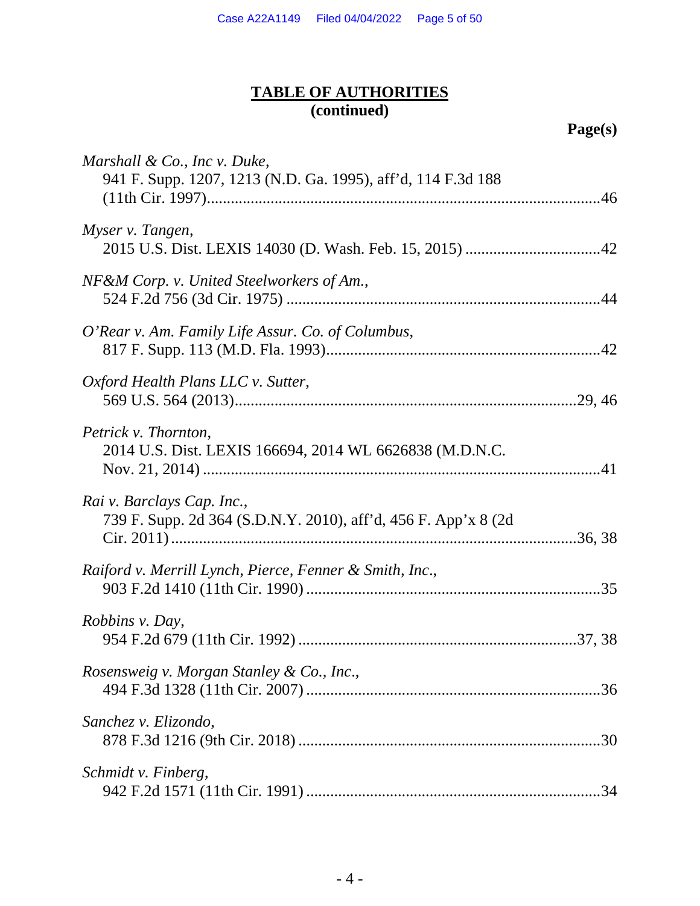**TABLE OF AUTHORITIES**
**(continued)**

**Page(s)**

*Marshall & Co., Inc v. Duke*,
941 F. Supp. 1207, 1213 (N.D. Ga. 1995), aff'd, 114 F.3d 188 (11th Cir. 1997) ....................46

*Myser v. Tangen*,
2015 U.S. Dist. LEXIS 14030 (D. Wash. Feb. 15, 2015) ....................42

*NF&M Corp. v. United Steelworkers of Am.*,
524 F.2d 756 (3d Cir. 1975) ....................44

*O'Rear v. Am. Family Life Assur. Co. of Columbus*,
817 F. Supp. 113 (M.D. Fla. 1993) ....................42

*Oxford Health Plans LLC v. Sutter*,
569 U.S. 564 (2013) ....................29, 46

*Petrick v. Thornton*,
2014 U.S. Dist. LEXIS 166694, 2014 WL 6626838 (M.D.N.C. Nov. 21, 2014) ....................41

*Rai v. Barclays Cap. Inc.*,
739 F. Supp. 2d 364 (S.D.N.Y. 2010), aff'd, 456 F. App'x 8 (2d Cir. 2011) ....................36, 38

*Raiford v. Merrill Lynch, Pierce, Fenner & Smith, Inc.*,
903 F.2d 1410 (11th Cir. 1990) ....................35

*Robbins v. Day*,
954 F.2d 679 (11th Cir. 1992) ....................37, 38

*Rosensweig v. Morgan Stanley & Co., Inc.*,
494 F.3d 1328 (11th Cir. 2007) ....................36

*Sanchez v. Elizondo*,
878 F.3d 1216 (9th Cir. 2018) ....................30

*Schmidt v. Finberg*,
942 F.2d 1571 (11th Cir. 1991) ....................34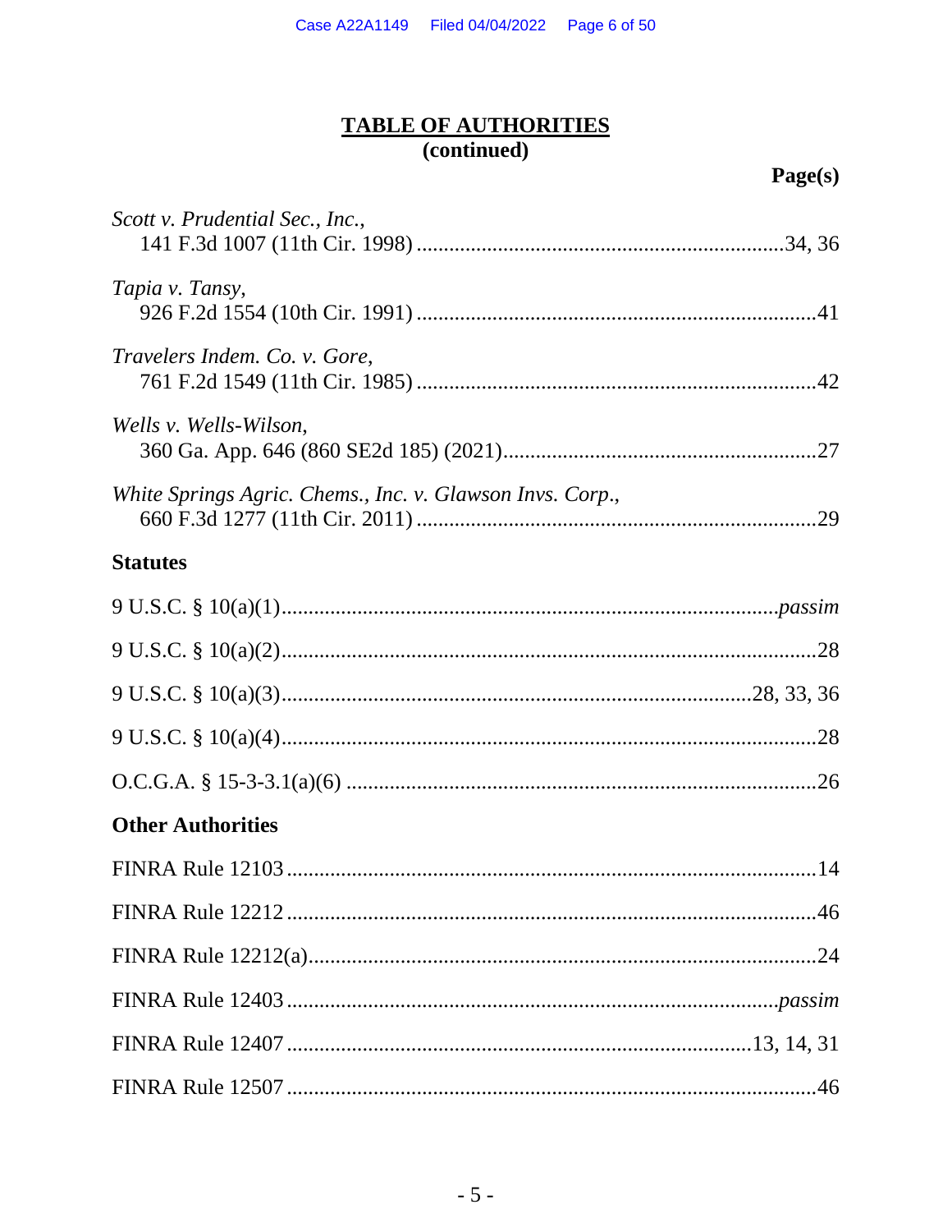## TABLE OF AUTHORITIES
**(continued)**

**Page(s)**

*Scott v. Prudential Sec., Inc.*,
141 F.3d 1007 (11th Cir. 1998) .....34, 36

*Tapia v. Tansy*,
926 F.2d 1554 (10th Cir. 1991) .....41

*Travelers Indem. Co. v. Gore*,
761 F.2d 1549 (11th Cir. 1985) .....42

*Wells v. Wells-Wilson*,
360 Ga. App. 646 (860 SE2d 185) (2021).....27

*White Springs Agric. Chems., Inc. v. Glawson Invs. Corp.*,
660 F.3d 1277 (11th Cir. 2011) .....29

**Statutes**

9 U.S.C. § 10(a)(1).....*passim*

9 U.S.C. § 10(a)(2).....28

9 U.S.C. § 10(a)(3).....28, 33, 36

9 U.S.C. § 10(a)(4).....28

O.C.G.A. § 15-3-3.1(a)(6) .....26

**Other Authorities**

FINRA Rule 12103 .....14

FINRA Rule 12212 .....46

FINRA Rule 12212(a).....24

FINRA Rule 12403 .....*passim*

FINRA Rule 12407 .....13, 14, 31

FINRA Rule 12507 .....46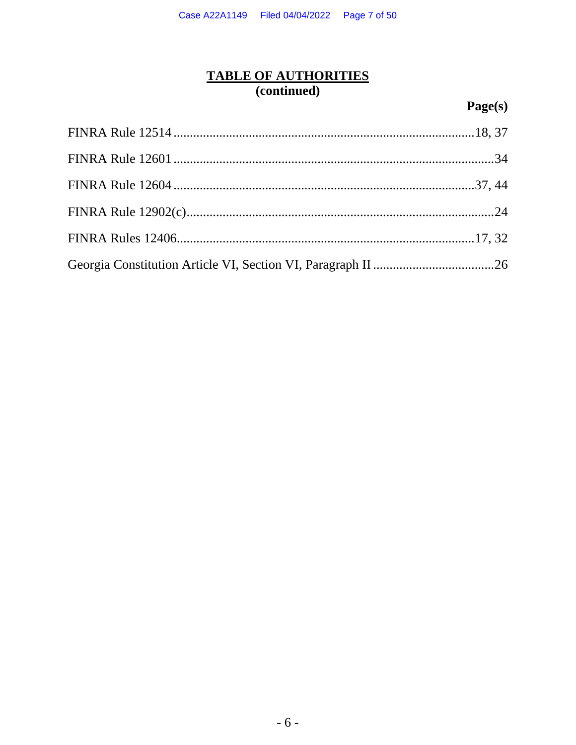## TABLE OF AUTHORITIES
**(continued)**

| | Page(s) |
|---|---|
| FINRA Rule 12514 | 18, 37 |
| FINRA Rule 12601 | 34 |
| FINRA Rule 12604 | 37, 44 |
| FINRA Rule 12902(c) | 24 |
| FINRA Rules 12406 | 17, 32 |
| Georgia Constitution Article VI, Section VI, Paragraph II | 26 |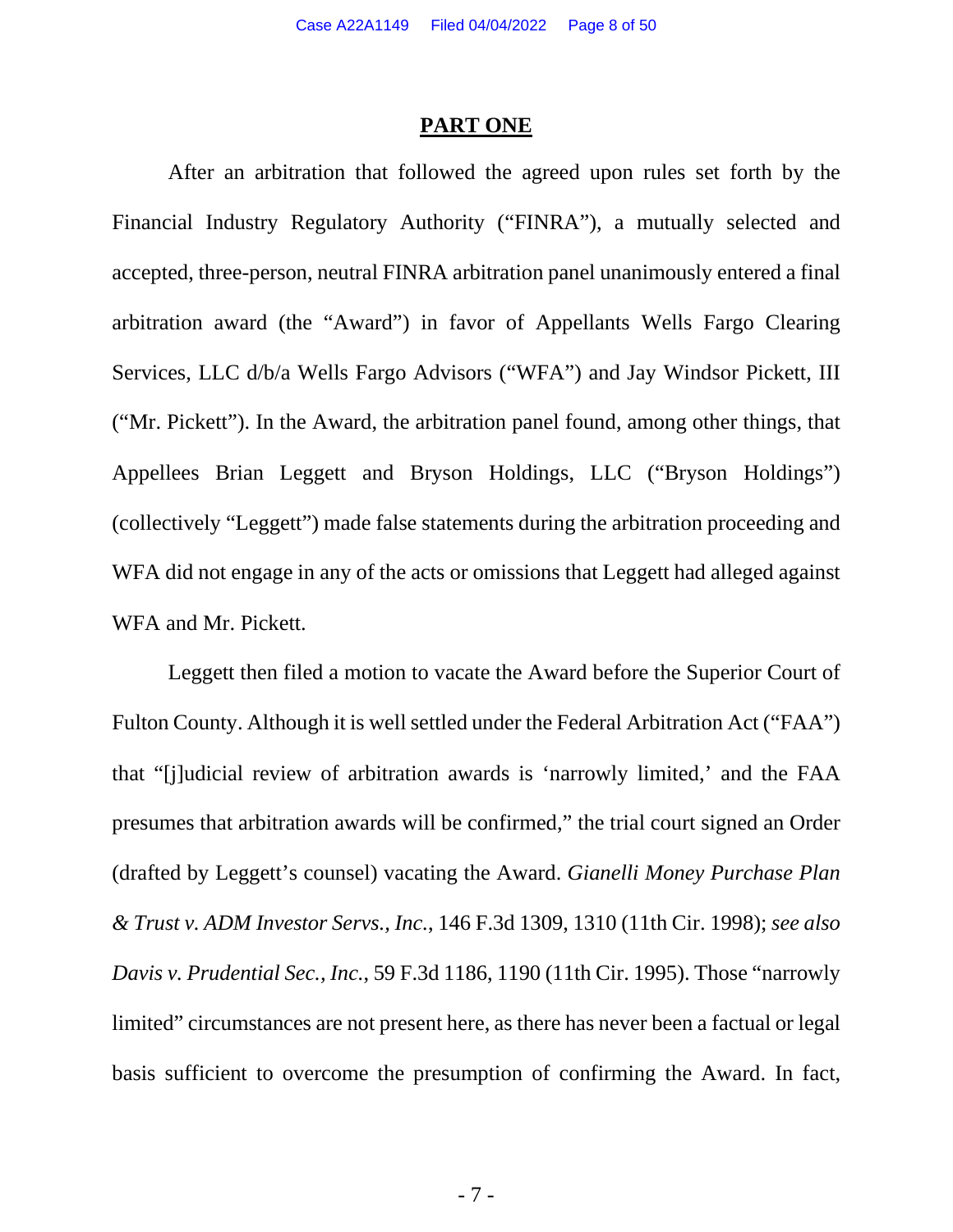## **PART ONE**

After an arbitration that followed the agreed upon rules set forth by the Financial Industry Regulatory Authority ("FINRA"), a mutually selected and accepted, three-person, neutral FINRA arbitration panel unanimously entered a final arbitration award (the "Award") in favor of Appellants Wells Fargo Clearing Services, LLC d/b/a Wells Fargo Advisors ("WFA") and Jay Windsor Pickett, III ("Mr. Pickett"). In the Award, the arbitration panel found, among other things, that Appellees Brian Leggett and Bryson Holdings, LLC ("Bryson Holdings") (collectively "Leggett") made false statements during the arbitration proceeding and WFA did not engage in any of the acts or omissions that Leggett had alleged against WFA and Mr. Pickett.

Leggett then filed a motion to vacate the Award before the Superior Court of Fulton County. Although it is well settled under the Federal Arbitration Act ("FAA") that "[j]udicial review of arbitration awards is 'narrowly limited,' and the FAA presumes that arbitration awards will be confirmed," the trial court signed an Order (drafted by Leggett's counsel) vacating the Award. *Gianelli Money Purchase Plan & Trust v. ADM Investor Servs., Inc.*, 146 F.3d 1309, 1310 (11th Cir. 1998); *see also Davis v. Prudential Sec., Inc.*, 59 F.3d 1186, 1190 (11th Cir. 1995). Those "narrowly limited" circumstances are not present here, as there has never been a factual or legal basis sufficient to overcome the presumption of confirming the Award. In fact,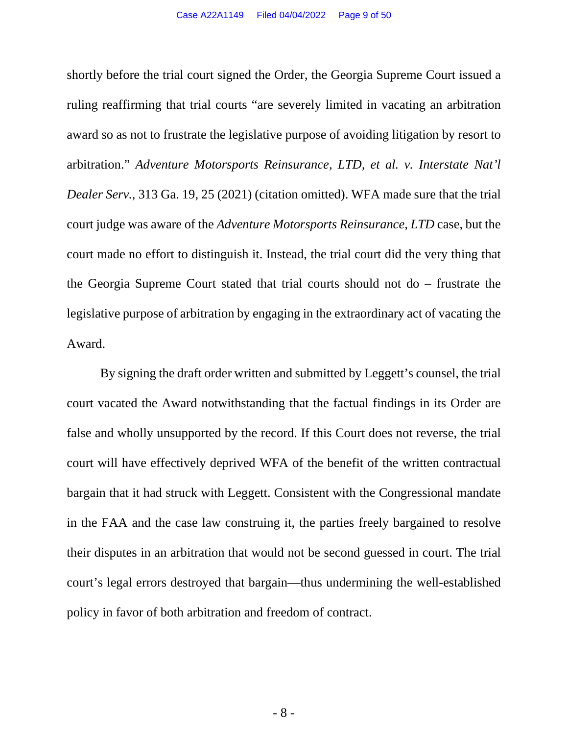shortly before the trial court signed the Order, the Georgia Supreme Court issued a ruling reaffirming that trial courts "are severely limited in vacating an arbitration award so as not to frustrate the legislative purpose of avoiding litigation by resort to arbitration." *Adventure Motorsports Reinsurance, LTD, et al. v. Interstate Nat'l Dealer Serv.*, 313 Ga. 19, 25 (2021) (citation omitted). WFA made sure that the trial court judge was aware of the *Adventure Motorsports Reinsurance, LTD* case, but the court made no effort to distinguish it. Instead, the trial court did the very thing that the Georgia Supreme Court stated that trial courts should not do – frustrate the legislative purpose of arbitration by engaging in the extraordinary act of vacating the Award.

By signing the draft order written and submitted by Leggett's counsel, the trial court vacated the Award notwithstanding that the factual findings in its Order are false and wholly unsupported by the record. If this Court does not reverse, the trial court will have effectively deprived WFA of the benefit of the written contractual bargain that it had struck with Leggett. Consistent with the Congressional mandate in the FAA and the case law construing it, the parties freely bargained to resolve their disputes in an arbitration that would not be second guessed in court. The trial court's legal errors destroyed that bargain—thus undermining the well-established policy in favor of both arbitration and freedom of contract.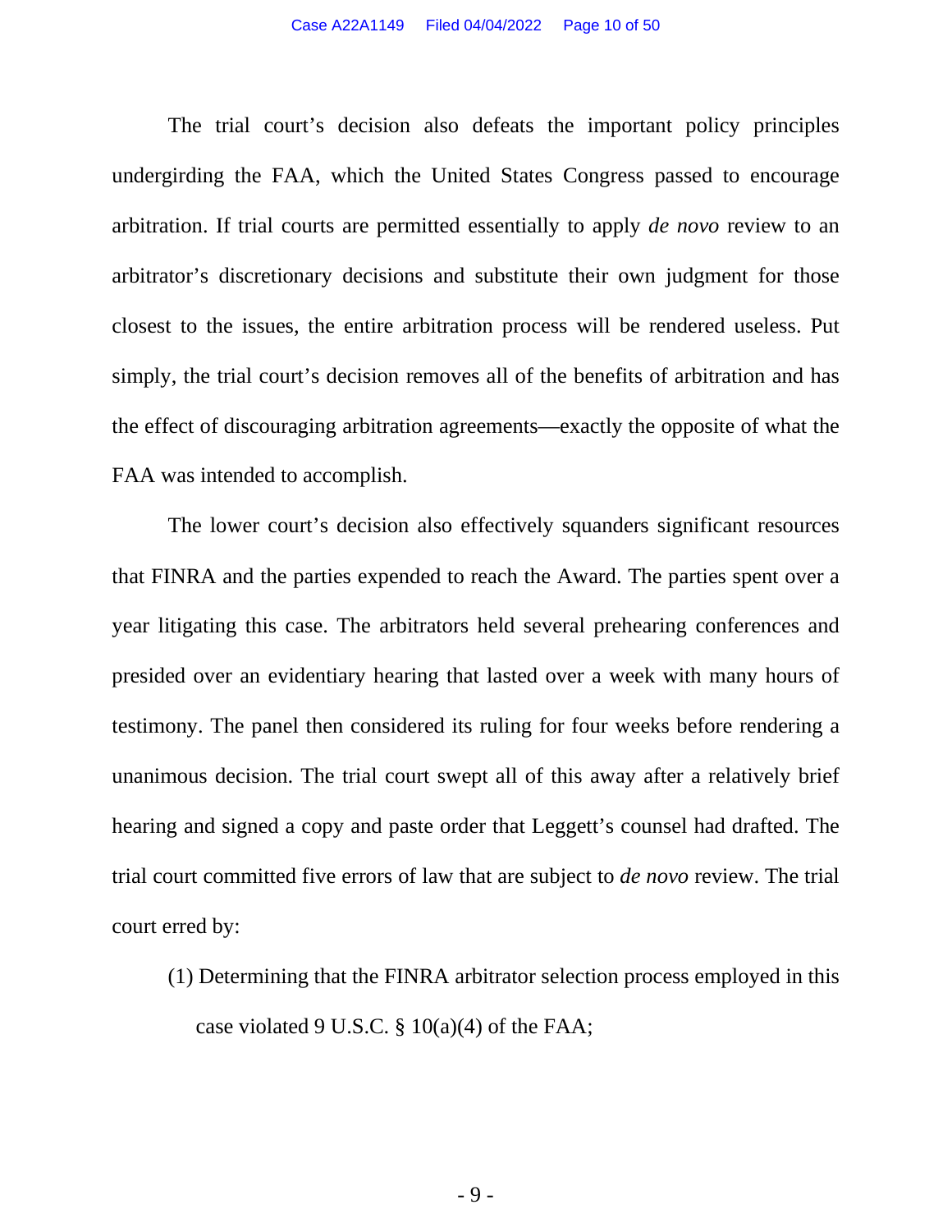The trial court's decision also defeats the important policy principles undergirding the FAA, which the United States Congress passed to encourage arbitration. If trial courts are permitted essentially to apply *de novo* review to an arbitrator's discretionary decisions and substitute their own judgment for those closest to the issues, the entire arbitration process will be rendered useless. Put simply, the trial court's decision removes all of the benefits of arbitration and has the effect of discouraging arbitration agreements—exactly the opposite of what the FAA was intended to accomplish.

The lower court's decision also effectively squanders significant resources that FINRA and the parties expended to reach the Award. The parties spent over a year litigating this case. The arbitrators held several prehearing conferences and presided over an evidentiary hearing that lasted over a week with many hours of testimony. The panel then considered its ruling for four weeks before rendering a unanimous decision. The trial court swept all of this away after a relatively brief hearing and signed a copy and paste order that Leggett's counsel had drafted. The trial court committed five errors of law that are subject to *de novo* review. The trial court erred by:

(1) Determining that the FINRA arbitrator selection process employed in this case violated 9 U.S.C. § 10(a)(4) of the FAA;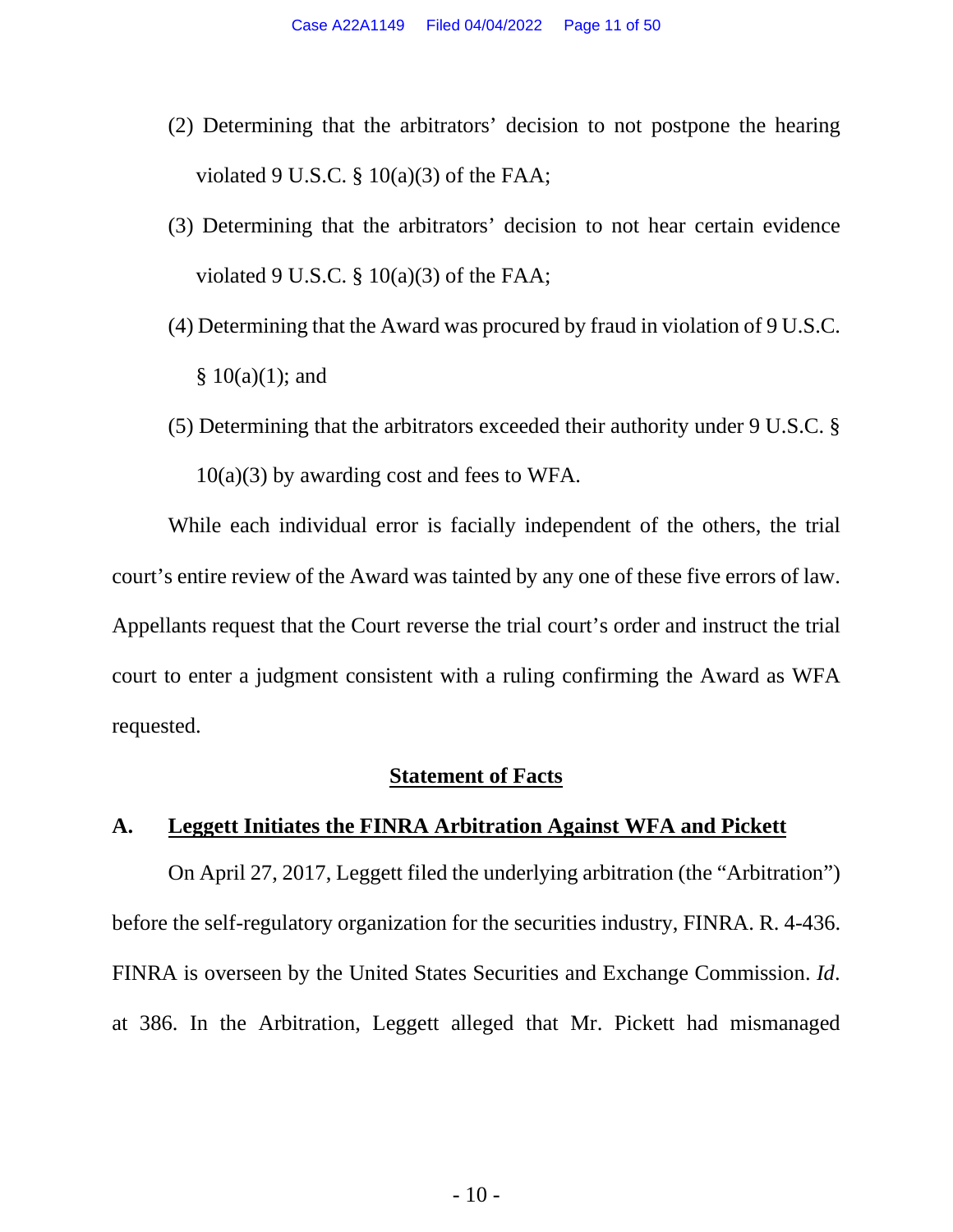(2) Determining that the arbitrators' decision to not postpone the hearing violated 9 U.S.C. § 10(a)(3) of the FAA;

(3) Determining that the arbitrators' decision to not hear certain evidence violated 9 U.S.C. § 10(a)(3) of the FAA;

(4) Determining that the Award was procured by fraud in violation of 9 U.S.C. § 10(a)(1); and

(5) Determining that the arbitrators exceeded their authority under 9 U.S.C. § 10(a)(3) by awarding cost and fees to WFA.

While each individual error is facially independent of the others, the trial court's entire review of the Award was tainted by any one of these five errors of law. Appellants request that the Court reverse the trial court's order and instruct the trial court to enter a judgment consistent with a ruling confirming the Award as WFA requested.

## Statement of Facts

### A. Leggett Initiates the FINRA Arbitration Against WFA and Pickett

On April 27, 2017, Leggett filed the underlying arbitration (the "Arbitration") before the self-regulatory organization for the securities industry, FINRA. R. 4-436. FINRA is overseen by the United States Securities and Exchange Commission. *Id*. at 386. In the Arbitration, Leggett alleged that Mr. Pickett had mismanaged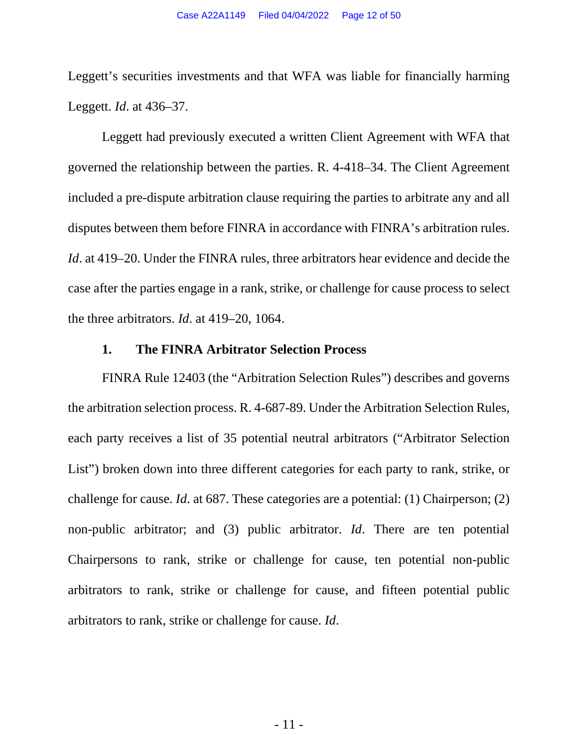Leggett's securities investments and that WFA was liable for financially harming Leggett. *Id*. at 436–37.

Leggett had previously executed a written Client Agreement with WFA that governed the relationship between the parties. R. 4-418–34. The Client Agreement included a pre-dispute arbitration clause requiring the parties to arbitrate any and all disputes between them before FINRA in accordance with FINRA's arbitration rules. *Id*. at 419–20. Under the FINRA rules, three arbitrators hear evidence and decide the case after the parties engage in a rank, strike, or challenge for cause process to select the three arbitrators. *Id*. at 419–20, 1064.

### 1. The FINRA Arbitrator Selection Process

FINRA Rule 12403 (the "Arbitration Selection Rules") describes and governs the arbitration selection process. R. 4-687-89. Under the Arbitration Selection Rules, each party receives a list of 35 potential neutral arbitrators ("Arbitrator Selection List") broken down into three different categories for each party to rank, strike, or challenge for cause. *Id*. at 687. These categories are a potential: (1) Chairperson; (2) non-public arbitrator; and (3) public arbitrator. *Id*. There are ten potential Chairpersons to rank, strike or challenge for cause, ten potential non-public arbitrators to rank, strike or challenge for cause, and fifteen potential public arbitrators to rank, strike or challenge for cause. *Id*.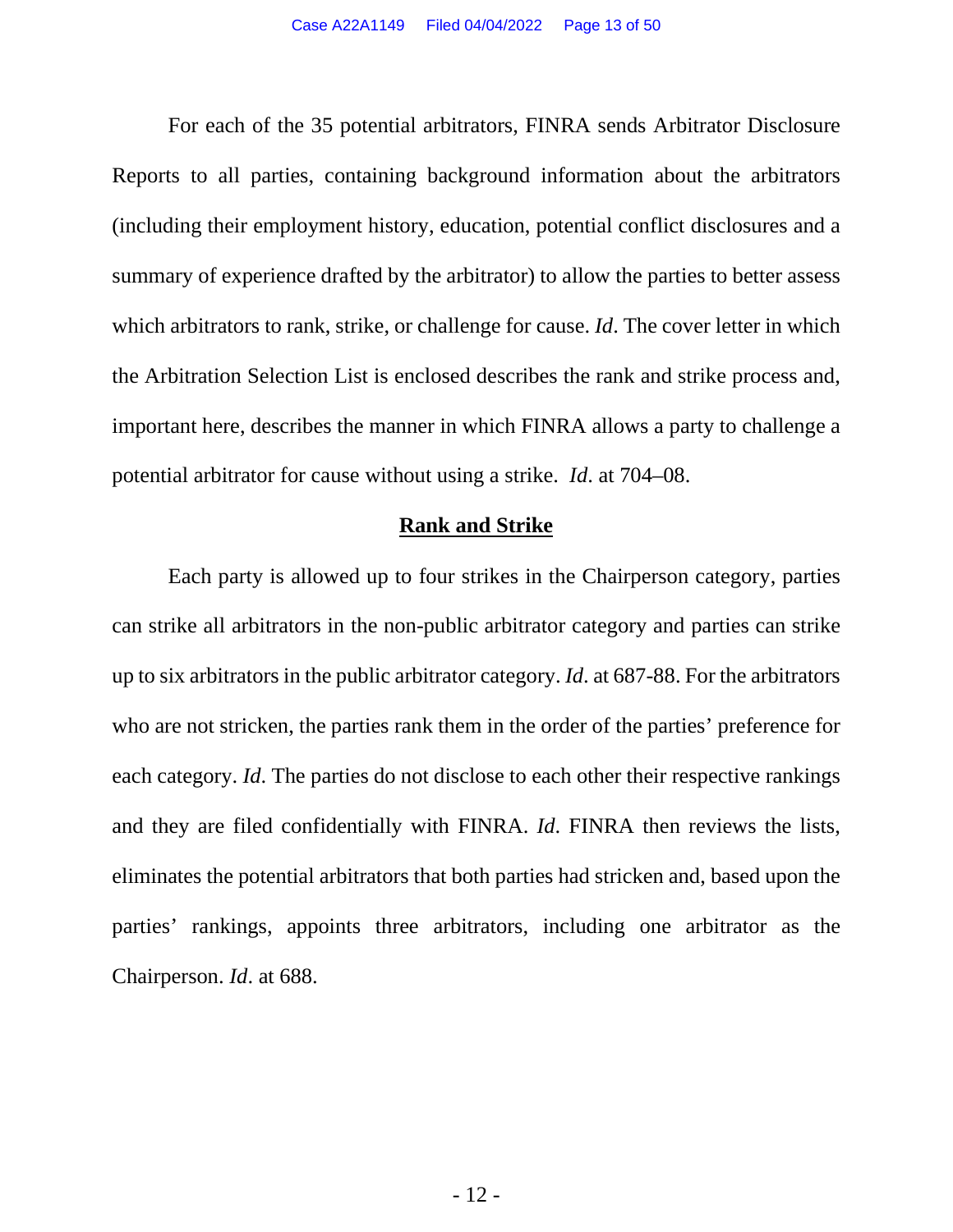For each of the 35 potential arbitrators, FINRA sends Arbitrator Disclosure Reports to all parties, containing background information about the arbitrators (including their employment history, education, potential conflict disclosures and a summary of experience drafted by the arbitrator) to allow the parties to better assess which arbitrators to rank, strike, or challenge for cause. *Id*. The cover letter in which the Arbitration Selection List is enclosed describes the rank and strike process and, important here, describes the manner in which FINRA allows a party to challenge a potential arbitrator for cause without using a strike. *Id.* at 704–08.

## Rank and Strike

Each party is allowed up to four strikes in the Chairperson category, parties can strike all arbitrators in the non-public arbitrator category and parties can strike up to six arbitrators in the public arbitrator category. *Id*. at 687-88. For the arbitrators who are not stricken, the parties rank them in the order of the parties' preference for each category. *Id*. The parties do not disclose to each other their respective rankings and they are filed confidentially with FINRA. *Id.* FINRA then reviews the lists, eliminates the potential arbitrators that both parties had stricken and, based upon the parties' rankings, appoints three arbitrators, including one arbitrator as the Chairperson. *Id*. at 688.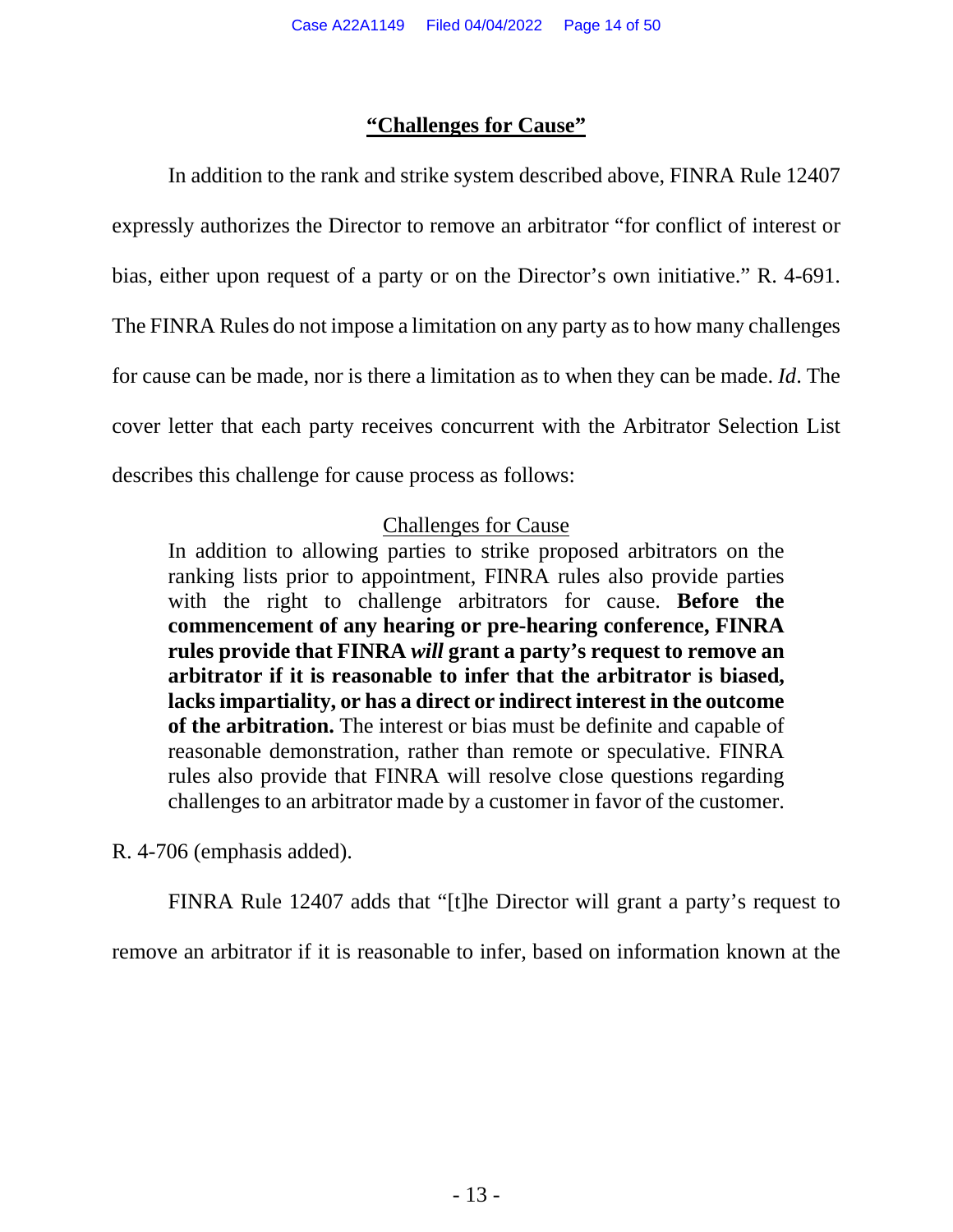## <u>"Challenges for Cause"</u>

In addition to the rank and strike system described above, FINRA Rule 12407 expressly authorizes the Director to remove an arbitrator "for conflict of interest or bias, either upon request of a party or on the Director's own initiative." R. 4-691. The FINRA Rules do not impose a limitation on any party as to how many challenges for cause can be made, nor is there a limitation as to when they can be made. *Id*. The cover letter that each party receives concurrent with the Arbitrator Selection List describes this challenge for cause process as follows:

> <u>Challenges for Cause</u>
>
> In addition to allowing parties to strike proposed arbitrators on the ranking lists prior to appointment, FINRA rules also provide parties with the right to challenge arbitrators for cause. **Before the commencement of any hearing or pre-hearing conference, FINRA rules provide that FINRA *will* grant a party's request to remove an arbitrator if it is reasonable to infer that the arbitrator is biased, lacks impartiality, or has a direct or indirect interest in the outcome of the arbitration.** The interest or bias must be definite and capable of reasonable demonstration, rather than remote or speculative. FINRA rules also provide that FINRA will resolve close questions regarding challenges to an arbitrator made by a customer in favor of the customer.

R. 4-706 (emphasis added).

FINRA Rule 12407 adds that "[t]he Director will grant a party's request to remove an arbitrator if it is reasonable to infer, based on information known at the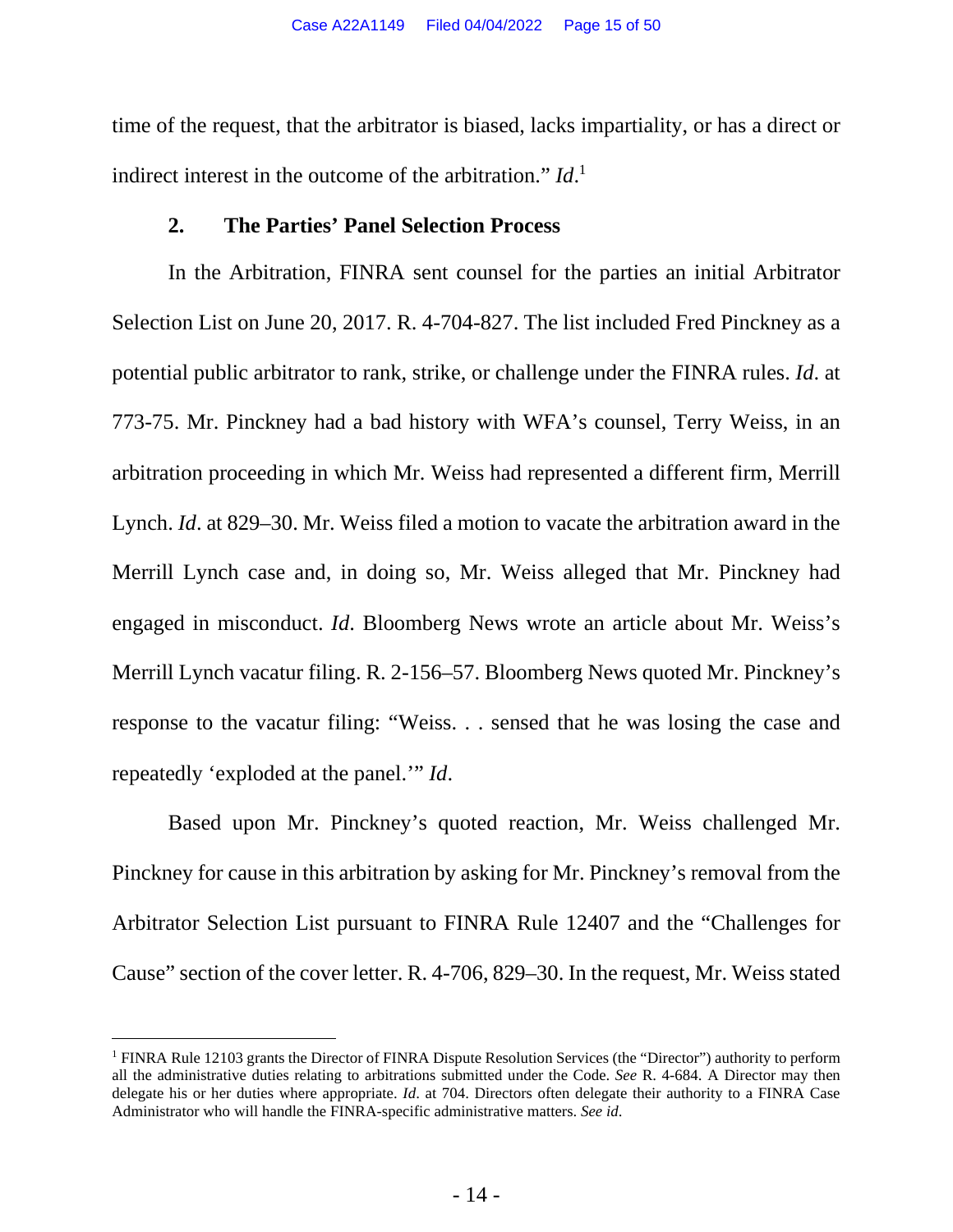time of the request, that the arbitrator is biased, lacks impartiality, or has a direct or indirect interest in the outcome of the arbitration." *Id*.[1]

### 2. The Parties' Panel Selection Process

In the Arbitration, FINRA sent counsel for the parties an initial Arbitrator Selection List on June 20, 2017. R. 4-704-827. The list included Fred Pinckney as a potential public arbitrator to rank, strike, or challenge under the FINRA rules. *Id*. at 773-75. Mr. Pinckney had a bad history with WFA's counsel, Terry Weiss, in an arbitration proceeding in which Mr. Weiss had represented a different firm, Merrill Lynch. *Id*. at 829–30. Mr. Weiss filed a motion to vacate the arbitration award in the Merrill Lynch case and, in doing so, Mr. Weiss alleged that Mr. Pinckney had engaged in misconduct. *Id*. Bloomberg News wrote an article about Mr. Weiss's Merrill Lynch vacatur filing. R. 2-156–57. Bloomberg News quoted Mr. Pinckney's response to the vacatur filing: "Weiss. . . sensed that he was losing the case and repeatedly 'exploded at the panel.'" *Id*.

Based upon Mr. Pinckney's quoted reaction, Mr. Weiss challenged Mr. Pinckney for cause in this arbitration by asking for Mr. Pinckney's removal from the Arbitrator Selection List pursuant to FINRA Rule 12407 and the "Challenges for Cause" section of the cover letter. R. 4-706, 829–30. In the request, Mr. Weiss stated

---

[1] FINRA Rule 12103 grants the Director of FINRA Dispute Resolution Services (the "Director") authority to perform all the administrative duties relating to arbitrations submitted under the Code. *See* R. 4-684. A Director may then delegate his or her duties where appropriate. *Id*. at 704. Directors often delegate their authority to a FINRA Case Administrator who will handle the FINRA-specific administrative matters. *See id*.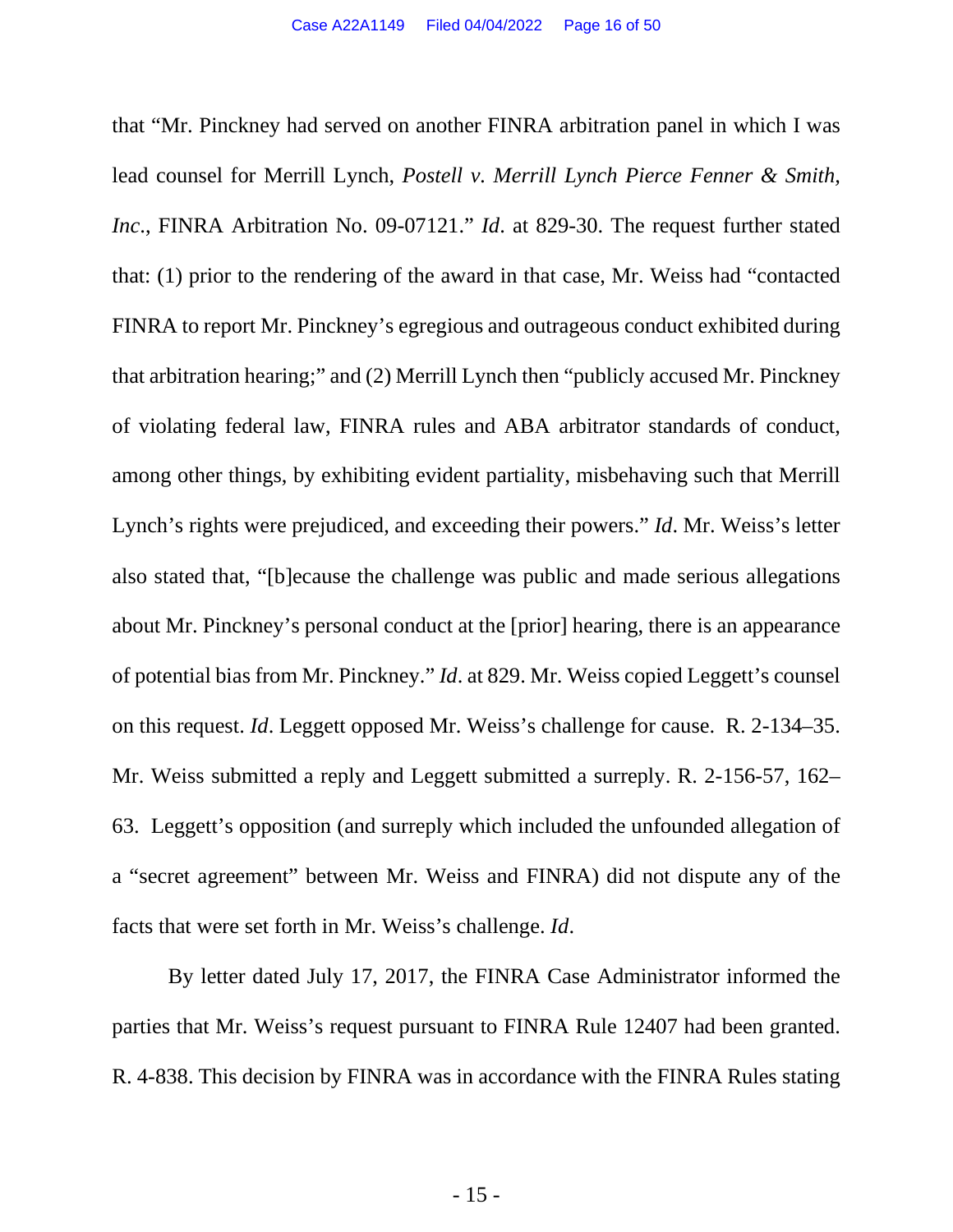that "Mr. Pinckney had served on another FINRA arbitration panel in which I was lead counsel for Merrill Lynch, *Postell v. Merrill Lynch Pierce Fenner & Smith, Inc*., FINRA Arbitration No. 09-07121." *Id*. at 829-30. The request further stated that: (1) prior to the rendering of the award in that case, Mr. Weiss had "contacted FINRA to report Mr. Pinckney's egregious and outrageous conduct exhibited during that arbitration hearing;" and (2) Merrill Lynch then "publicly accused Mr. Pinckney of violating federal law, FINRA rules and ABA arbitrator standards of conduct, among other things, by exhibiting evident partiality, misbehaving such that Merrill Lynch's rights were prejudiced, and exceeding their powers." *Id*. Mr. Weiss's letter also stated that, "[b]ecause the challenge was public and made serious allegations about Mr. Pinckney's personal conduct at the [prior] hearing, there is an appearance of potential bias from Mr. Pinckney." *Id*. at 829. Mr. Weiss copied Leggett's counsel on this request. *Id*. Leggett opposed Mr. Weiss's challenge for cause. R. 2-134–35. Mr. Weiss submitted a reply and Leggett submitted a surreply. R. 2-156-57, 162–63. Leggett's opposition (and surreply which included the unfounded allegation of a "secret agreement" between Mr. Weiss and FINRA) did not dispute any of the facts that were set forth in Mr. Weiss's challenge. *Id*.

By letter dated July 17, 2017, the FINRA Case Administrator informed the parties that Mr. Weiss's request pursuant to FINRA Rule 12407 had been granted. R. 4-838. This decision by FINRA was in accordance with the FINRA Rules stating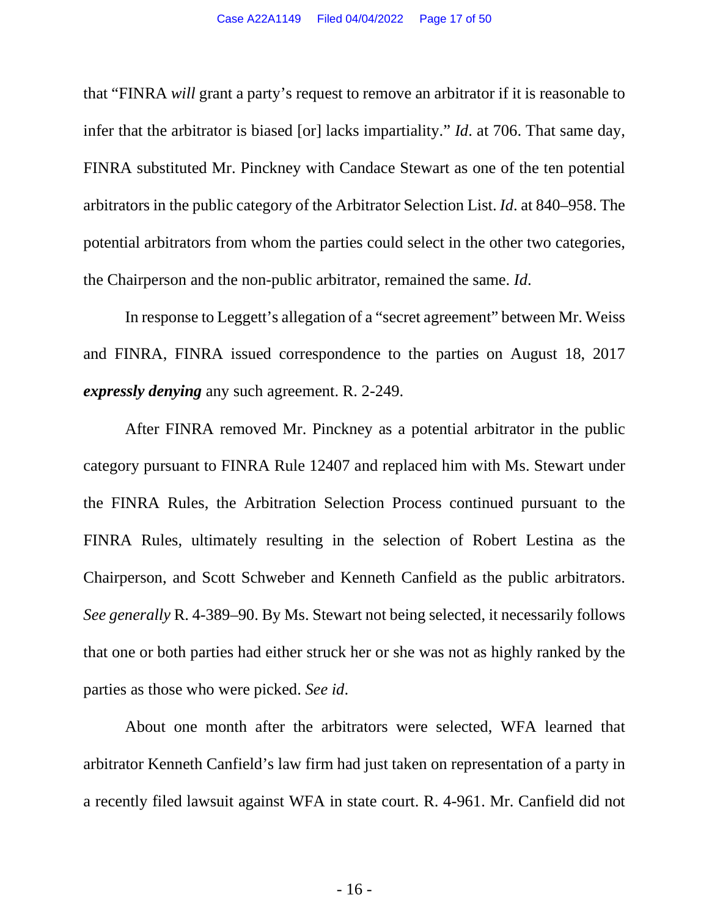that "FINRA *will* grant a party's request to remove an arbitrator if it is reasonable to infer that the arbitrator is biased [or] lacks impartiality." *Id*. at 706. That same day, FINRA substituted Mr. Pinckney with Candace Stewart as one of the ten potential arbitrators in the public category of the Arbitrator Selection List. *Id*. at 840–958. The potential arbitrators from whom the parties could select in the other two categories, the Chairperson and the non-public arbitrator, remained the same. *Id*.

In response to Leggett's allegation of a "secret agreement" between Mr. Weiss and FINRA, FINRA issued correspondence to the parties on August 18, 2017 ***expressly denying*** any such agreement. R. 2-249.

After FINRA removed Mr. Pinckney as a potential arbitrator in the public category pursuant to FINRA Rule 12407 and replaced him with Ms. Stewart under the FINRA Rules, the Arbitration Selection Process continued pursuant to the FINRA Rules, ultimately resulting in the selection of Robert Lestina as the Chairperson, and Scott Schweber and Kenneth Canfield as the public arbitrators. *See generally* R. 4-389–90. By Ms. Stewart not being selected, it necessarily follows that one or both parties had either struck her or she was not as highly ranked by the parties as those who were picked. *See id*.

About one month after the arbitrators were selected, WFA learned that arbitrator Kenneth Canfield's law firm had just taken on representation of a party in a recently filed lawsuit against WFA in state court. R. 4-961. Mr. Canfield did not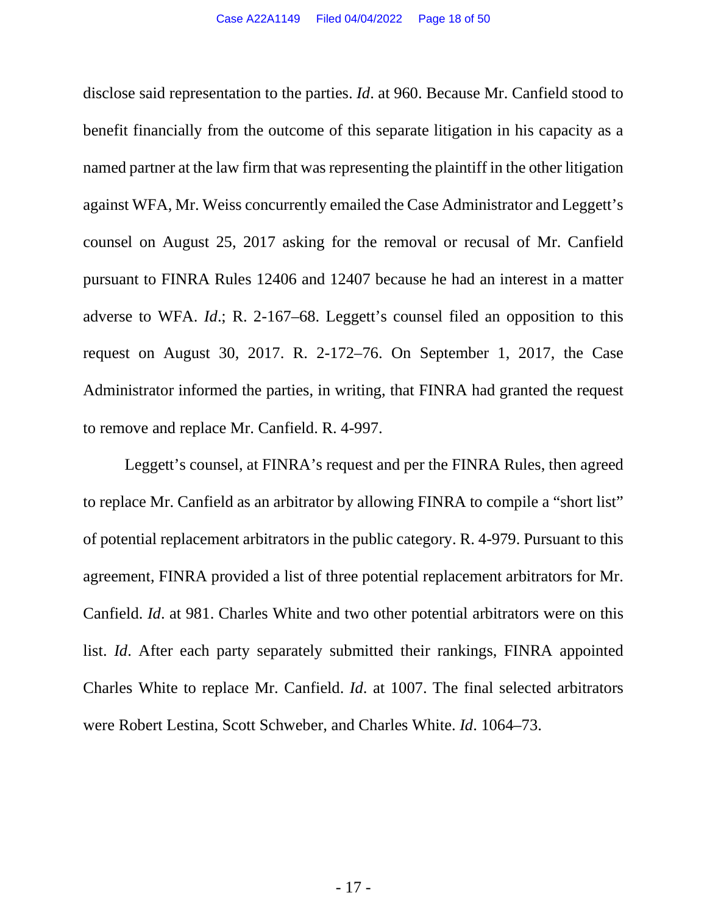disclose said representation to the parties. *Id*. at 960. Because Mr. Canfield stood to benefit financially from the outcome of this separate litigation in his capacity as a named partner at the law firm that was representing the plaintiff in the other litigation against WFA, Mr. Weiss concurrently emailed the Case Administrator and Leggett's counsel on August 25, 2017 asking for the removal or recusal of Mr. Canfield pursuant to FINRA Rules 12406 and 12407 because he had an interest in a matter adverse to WFA. *Id*.; R. 2-167–68. Leggett's counsel filed an opposition to this request on August 30, 2017. R. 2-172–76. On September 1, 2017, the Case Administrator informed the parties, in writing, that FINRA had granted the request to remove and replace Mr. Canfield. R. 4-997.

Leggett's counsel, at FINRA's request and per the FINRA Rules, then agreed to replace Mr. Canfield as an arbitrator by allowing FINRA to compile a "short list" of potential replacement arbitrators in the public category. R. 4-979. Pursuant to this agreement, FINRA provided a list of three potential replacement arbitrators for Mr. Canfield. *Id*. at 981. Charles White and two other potential arbitrators were on this list. *Id*. After each party separately submitted their rankings, FINRA appointed Charles White to replace Mr. Canfield. *Id*. at 1007. The final selected arbitrators were Robert Lestina, Scott Schweber, and Charles White. *Id*. 1064–73.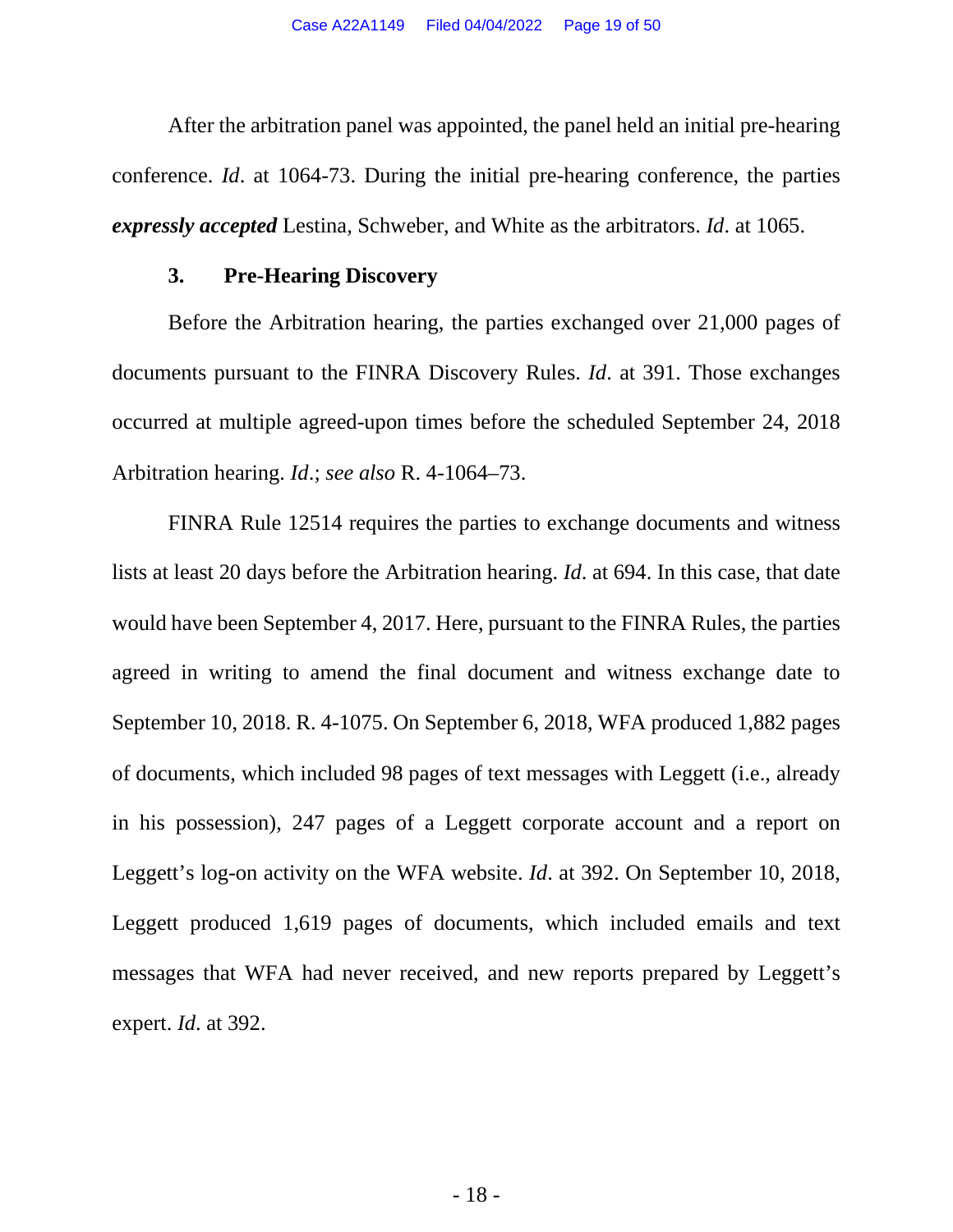After the arbitration panel was appointed, the panel held an initial pre-hearing conference. *Id*. at 1064-73. During the initial pre-hearing conference, the parties ***expressly accepted*** Lestina, Schweber, and White as the arbitrators. *Id*. at 1065.

### 3. Pre-Hearing Discovery

Before the Arbitration hearing, the parties exchanged over 21,000 pages of documents pursuant to the FINRA Discovery Rules. *Id*. at 391. Those exchanges occurred at multiple agreed-upon times before the scheduled September 24, 2018 Arbitration hearing. *Id*.; *see also* R. 4-1064–73.

FINRA Rule 12514 requires the parties to exchange documents and witness lists at least 20 days before the Arbitration hearing. *Id*. at 694. In this case, that date would have been September 4, 2017. Here, pursuant to the FINRA Rules, the parties agreed in writing to amend the final document and witness exchange date to September 10, 2018. R. 4-1075. On September 6, 2018, WFA produced 1,882 pages of documents, which included 98 pages of text messages with Leggett (i.e., already in his possession), 247 pages of a Leggett corporate account and a report on Leggett's log-on activity on the WFA website. *Id*. at 392. On September 10, 2018, Leggett produced 1,619 pages of documents, which included emails and text messages that WFA had never received, and new reports prepared by Leggett's expert. *Id*. at 392.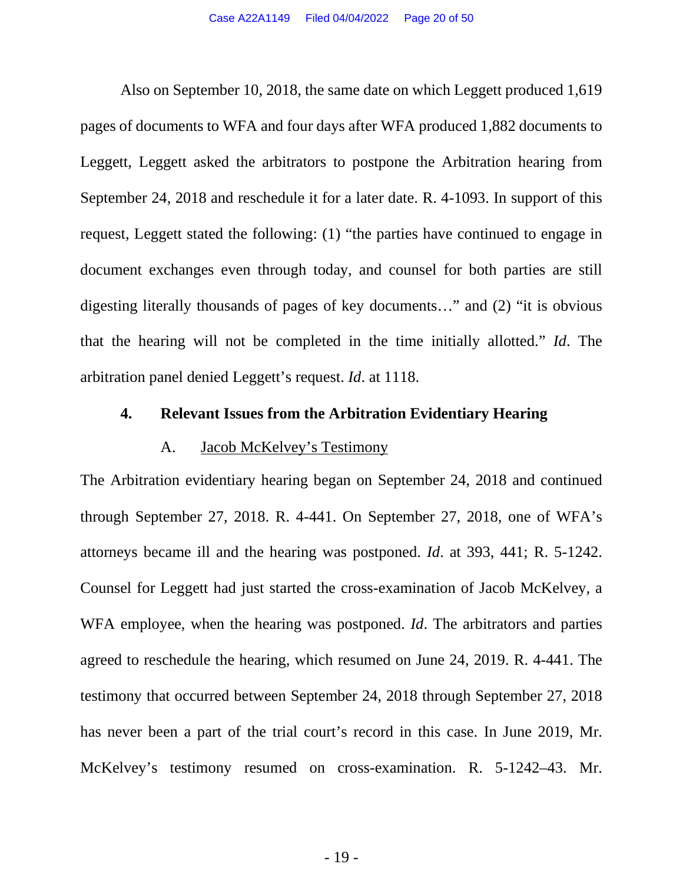Also on September 10, 2018, the same date on which Leggett produced 1,619 pages of documents to WFA and four days after WFA produced 1,882 documents to Leggett, Leggett asked the arbitrators to postpone the Arbitration hearing from September 24, 2018 and reschedule it for a later date. R. 4-1093. In support of this request, Leggett stated the following: (1) "the parties have continued to engage in document exchanges even through today, and counsel for both parties are still digesting literally thousands of pages of key documents…" and (2) "it is obvious that the hearing will not be completed in the time initially allotted." *Id*. The arbitration panel denied Leggett's request. *Id*. at 1118.

#### 4. Relevant Issues from the Arbitration Evidentiary Hearing

##### A. Jacob McKelvey's Testimony

The Arbitration evidentiary hearing began on September 24, 2018 and continued through September 27, 2018. R. 4-441. On September 27, 2018, one of WFA's attorneys became ill and the hearing was postponed. *Id*. at 393, 441; R. 5-1242. Counsel for Leggett had just started the cross-examination of Jacob McKelvey, a WFA employee, when the hearing was postponed. *Id*. The arbitrators and parties agreed to reschedule the hearing, which resumed on June 24, 2019. R. 4-441. The testimony that occurred between September 24, 2018 through September 27, 2018 has never been a part of the trial court's record in this case. In June 2019, Mr. McKelvey's testimony resumed on cross-examination. R. 5-1242–43. Mr.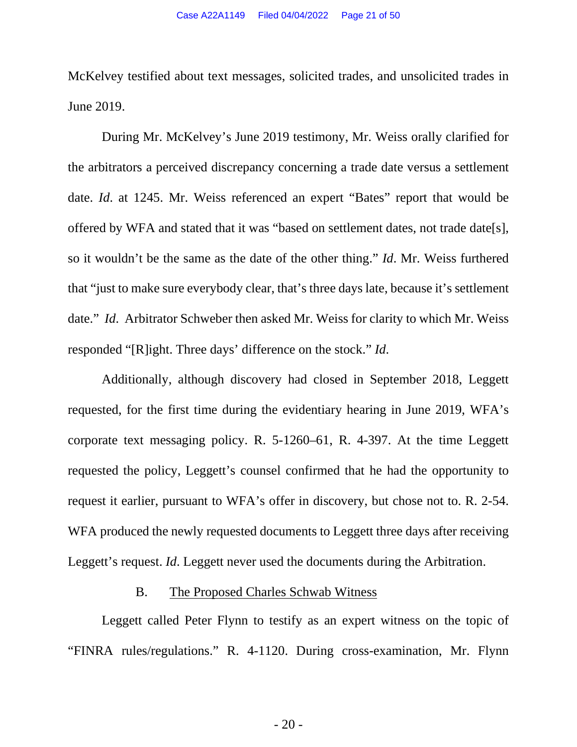McKelvey testified about text messages, solicited trades, and unsolicited trades in June 2019.

During Mr. McKelvey's June 2019 testimony, Mr. Weiss orally clarified for the arbitrators a perceived discrepancy concerning a trade date versus a settlement date. *Id*. at 1245. Mr. Weiss referenced an expert "Bates" report that would be offered by WFA and stated that it was "based on settlement dates, not trade date[s], so it wouldn't be the same as the date of the other thing." *Id*. Mr. Weiss furthered that "just to make sure everybody clear, that's three days late, because it's settlement date." *Id*. Arbitrator Schweber then asked Mr. Weiss for clarity to which Mr. Weiss responded "[R]ight. Three days' difference on the stock." *Id*.

Additionally, although discovery had closed in September 2018, Leggett requested, for the first time during the evidentiary hearing in June 2019, WFA's corporate text messaging policy. R. 5-1260–61, R. 4-397. At the time Leggett requested the policy, Leggett's counsel confirmed that he had the opportunity to request it earlier, pursuant to WFA's offer in discovery, but chose not to. R. 2-54. WFA produced the newly requested documents to Leggett three days after receiving Leggett's request. *Id*. Leggett never used the documents during the Arbitration.

### B. The Proposed Charles Schwab Witness

Leggett called Peter Flynn to testify as an expert witness on the topic of "FINRA rules/regulations." R. 4-1120. During cross-examination, Mr. Flynn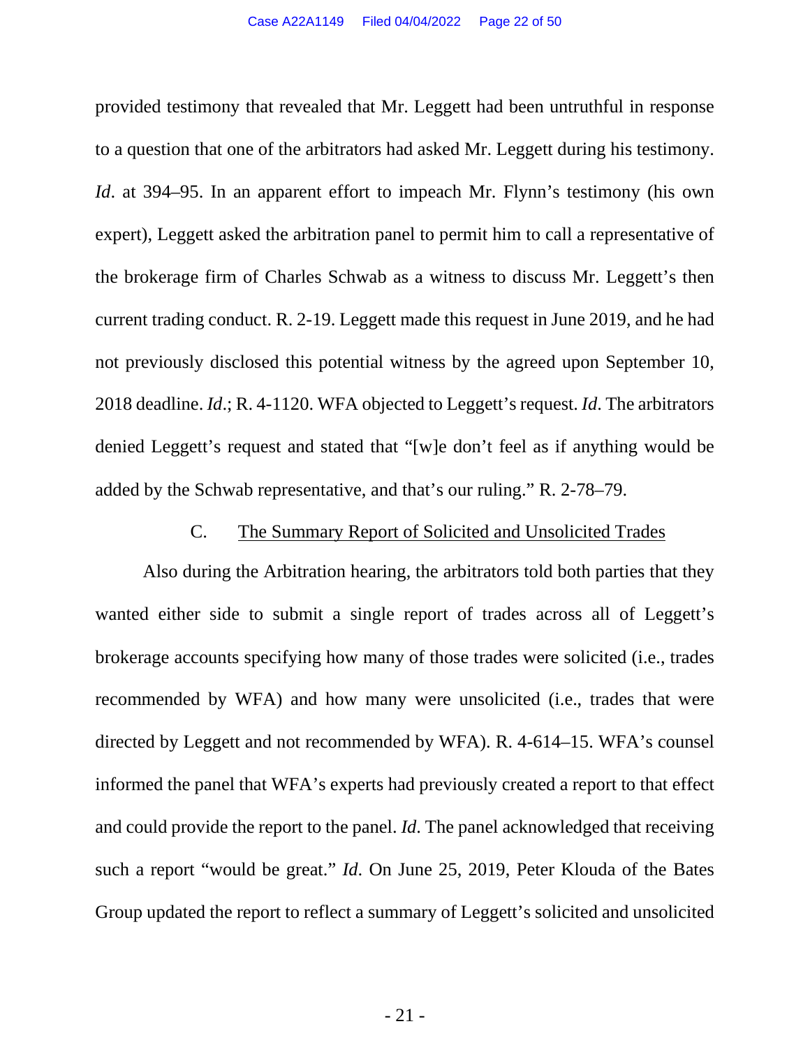provided testimony that revealed that Mr. Leggett had been untruthful in response to a question that one of the arbitrators had asked Mr. Leggett during his testimony. *Id*. at 394–95. In an apparent effort to impeach Mr. Flynn's testimony (his own expert), Leggett asked the arbitration panel to permit him to call a representative of the brokerage firm of Charles Schwab as a witness to discuss Mr. Leggett's then current trading conduct. R. 2-19. Leggett made this request in June 2019, and he had not previously disclosed this potential witness by the agreed upon September 10, 2018 deadline. *Id*.; R. 4-1120. WFA objected to Leggett's request. *Id.* The arbitrators denied Leggett's request and stated that "[w]e don't feel as if anything would be added by the Schwab representative, and that's our ruling." R. 2-78–79.

### C. The Summary Report of Solicited and Unsolicited Trades

Also during the Arbitration hearing, the arbitrators told both parties that they wanted either side to submit a single report of trades across all of Leggett's brokerage accounts specifying how many of those trades were solicited (i.e., trades recommended by WFA) and how many were unsolicited (i.e., trades that were directed by Leggett and not recommended by WFA). R. 4-614–15. WFA's counsel informed the panel that WFA's experts had previously created a report to that effect and could provide the report to the panel. *Id*. The panel acknowledged that receiving such a report "would be great." *Id*. On June 25, 2019, Peter Klouda of the Bates Group updated the report to reflect a summary of Leggett's solicited and unsolicited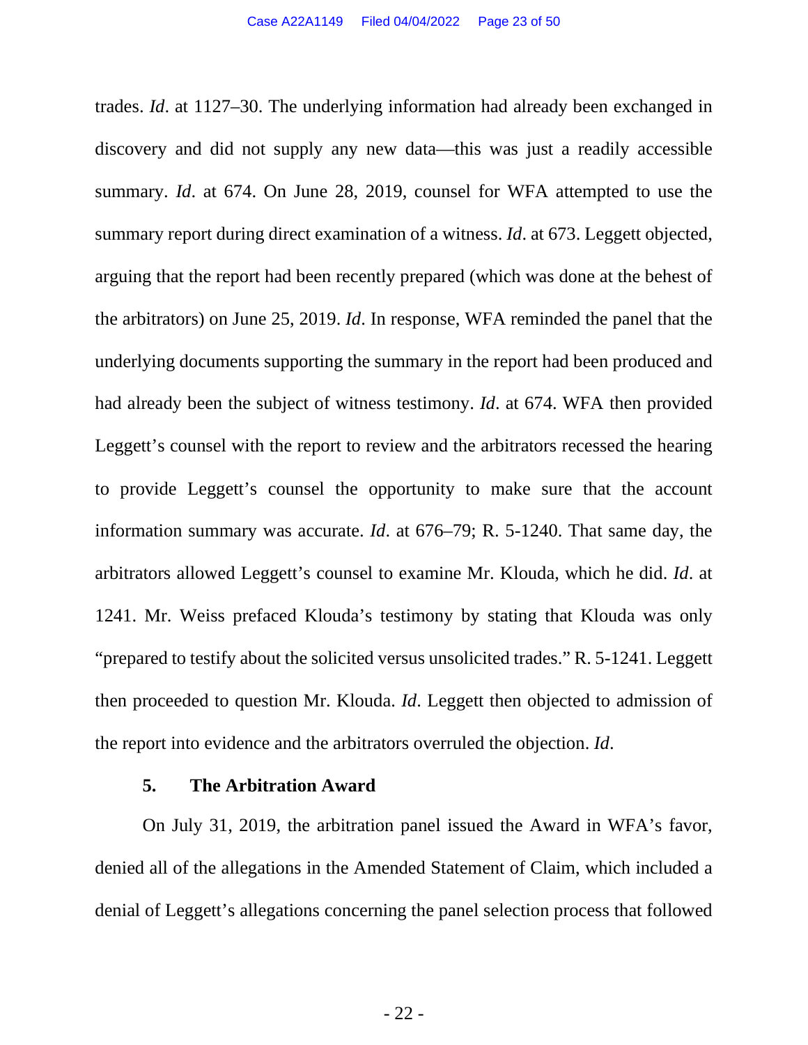trades. *Id*. at 1127–30. The underlying information had already been exchanged in discovery and did not supply any new data—this was just a readily accessible summary. *Id*. at 674. On June 28, 2019, counsel for WFA attempted to use the summary report during direct examination of a witness. *Id*. at 673. Leggett objected, arguing that the report had been recently prepared (which was done at the behest of the arbitrators) on June 25, 2019. *Id*. In response, WFA reminded the panel that the underlying documents supporting the summary in the report had been produced and had already been the subject of witness testimony. *Id*. at 674. WFA then provided Leggett's counsel with the report to review and the arbitrators recessed the hearing to provide Leggett's counsel the opportunity to make sure that the account information summary was accurate. *Id*. at 676–79; R. 5-1240. That same day, the arbitrators allowed Leggett's counsel to examine Mr. Klouda, which he did. *Id*. at 1241. Mr. Weiss prefaced Klouda's testimony by stating that Klouda was only "prepared to testify about the solicited versus unsolicited trades." R. 5-1241. Leggett then proceeded to question Mr. Klouda. *Id*. Leggett then objected to admission of the report into evidence and the arbitrators overruled the objection. *Id*.

#### 5. The Arbitration Award

On July 31, 2019, the arbitration panel issued the Award in WFA's favor, denied all of the allegations in the Amended Statement of Claim, which included a denial of Leggett's allegations concerning the panel selection process that followed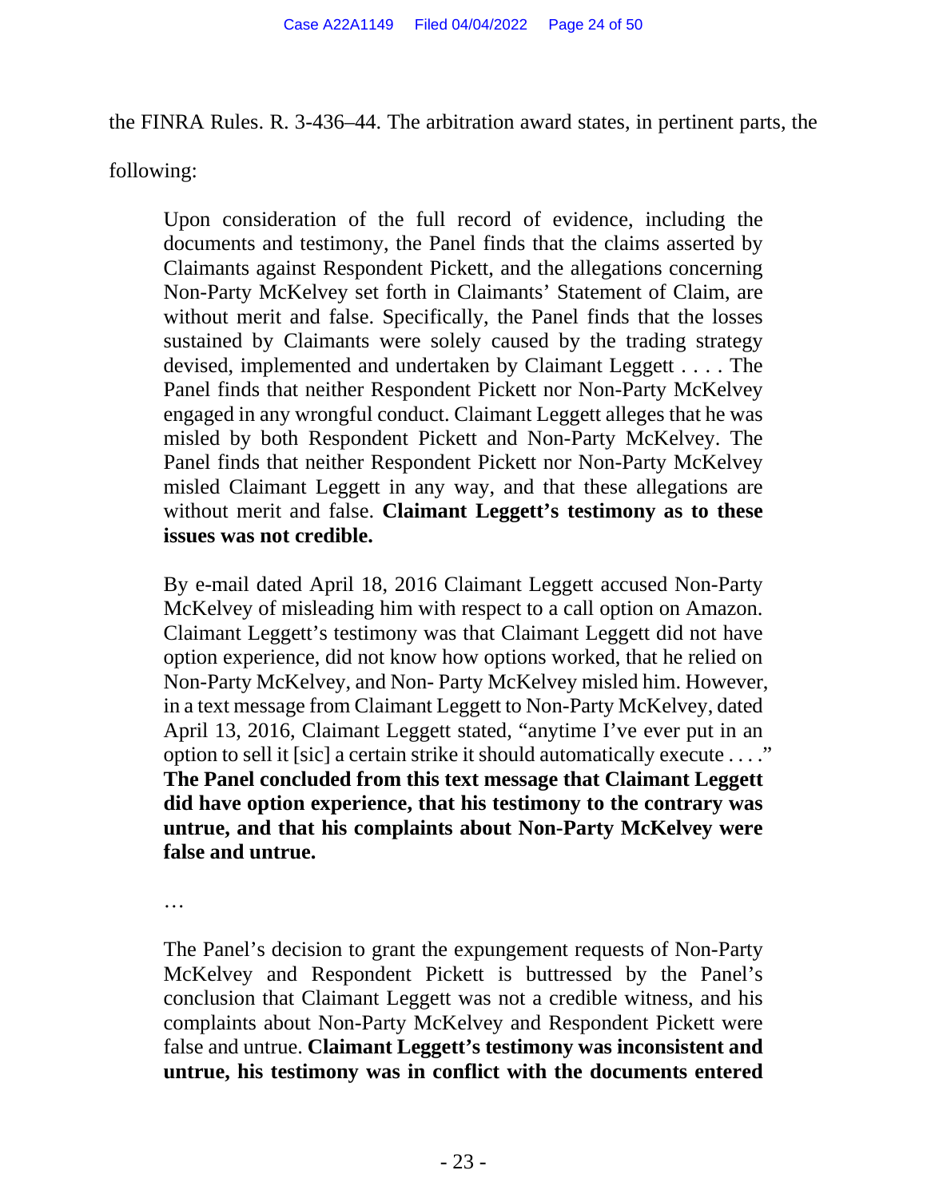the FINRA Rules. R. 3-436–44. The arbitration award states, in pertinent parts, the following:

> Upon consideration of the full record of evidence, including the documents and testimony, the Panel finds that the claims asserted by Claimants against Respondent Pickett, and the allegations concerning Non-Party McKelvey set forth in Claimants' Statement of Claim, are without merit and false. Specifically, the Panel finds that the losses sustained by Claimants were solely caused by the trading strategy devised, implemented and undertaken by Claimant Leggett . . . . The Panel finds that neither Respondent Pickett nor Non-Party McKelvey engaged in any wrongful conduct. Claimant Leggett alleges that he was misled by both Respondent Pickett and Non-Party McKelvey. The Panel finds that neither Respondent Pickett nor Non-Party McKelvey misled Claimant Leggett in any way, and that these allegations are without merit and false. **Claimant Leggett's testimony as to these issues was not credible.**
>
> By e-mail dated April 18, 2016 Claimant Leggett accused Non-Party McKelvey of misleading him with respect to a call option on Amazon. Claimant Leggett's testimony was that Claimant Leggett did not have option experience, did not know how options worked, that he relied on Non-Party McKelvey, and Non- Party McKelvey misled him. However, in a text message from Claimant Leggett to Non-Party McKelvey, dated April 13, 2016, Claimant Leggett stated, "anytime I've ever put in an option to sell it [sic] a certain strike it should automatically execute . . . ." **The Panel concluded from this text message that Claimant Leggett did have option experience, that his testimony to the contrary was untrue, and that his complaints about Non-Party McKelvey were false and untrue.**
>
> …
>
> The Panel's decision to grant the expungement requests of Non-Party McKelvey and Respondent Pickett is buttressed by the Panel's conclusion that Claimant Leggett was not a credible witness, and his complaints about Non-Party McKelvey and Respondent Pickett were false and untrue. **Claimant Leggett's testimony was inconsistent and untrue, his testimony was in conflict with the documents entered**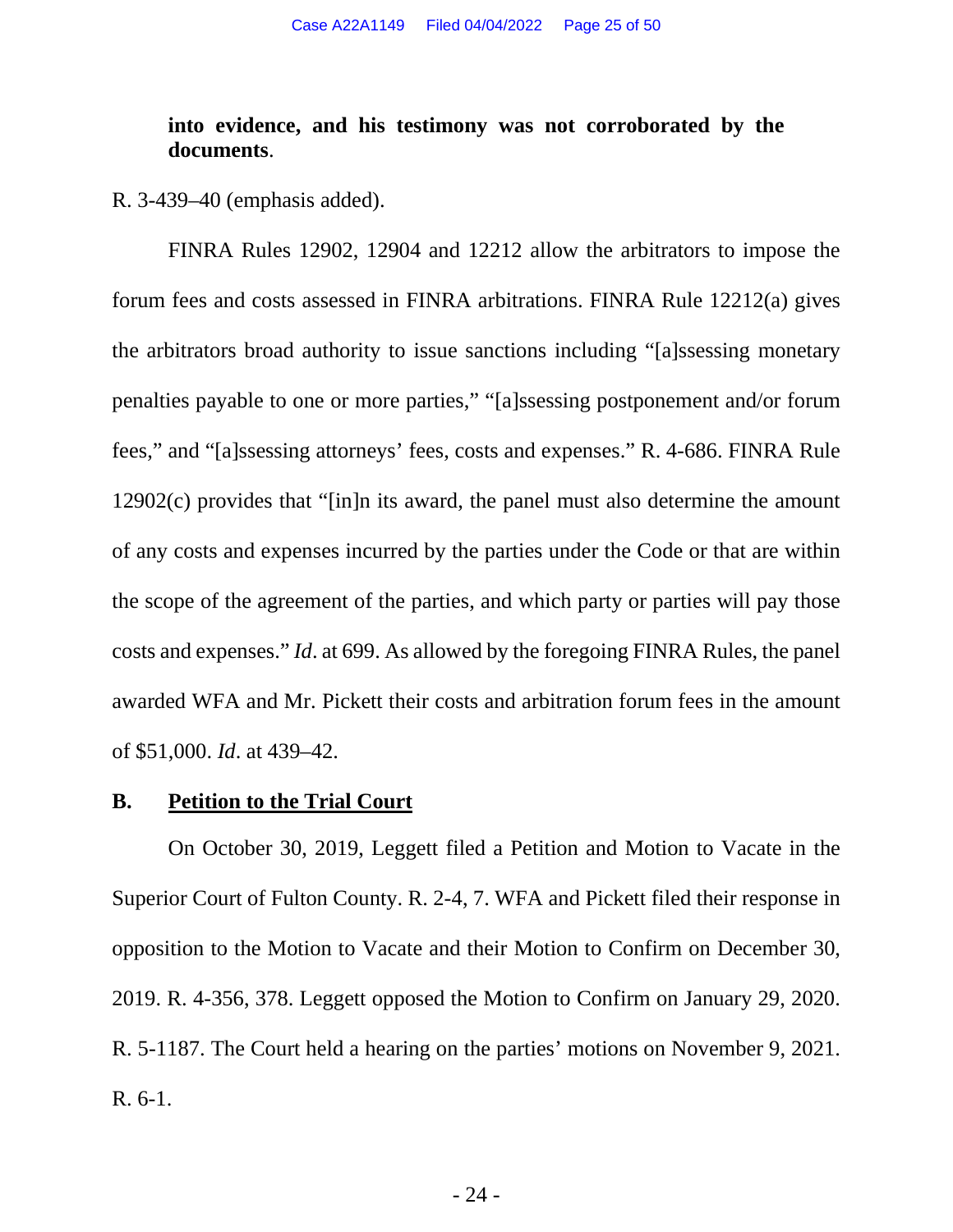**into evidence, and his testimony was not corroborated by the documents**.

R. 3-439–40 (emphasis added).

FINRA Rules 12902, 12904 and 12212 allow the arbitrators to impose the forum fees and costs assessed in FINRA arbitrations. FINRA Rule 12212(a) gives the arbitrators broad authority to issue sanctions including "[a]ssessing monetary penalties payable to one or more parties," "[a]ssessing postponement and/or forum fees," and "[a]ssessing attorneys' fees, costs and expenses." R. 4-686. FINRA Rule 12902(c) provides that "[in]n its award, the panel must also determine the amount of any costs and expenses incurred by the parties under the Code or that are within the scope of the agreement of the parties, and which party or parties will pay those costs and expenses." *Id*. at 699. As allowed by the foregoing FINRA Rules, the panel awarded WFA and Mr. Pickett their costs and arbitration forum fees in the amount of $51,000. *Id*. at 439–42.

## B. Petition to the Trial Court

On October 30, 2019, Leggett filed a Petition and Motion to Vacate in the Superior Court of Fulton County. R. 2-4, 7. WFA and Pickett filed their response in opposition to the Motion to Vacate and their Motion to Confirm on December 30, 2019. R. 4-356, 378. Leggett opposed the Motion to Confirm on January 29, 2020. R. 5-1187. The Court held a hearing on the parties' motions on November 9, 2021. R. 6-1.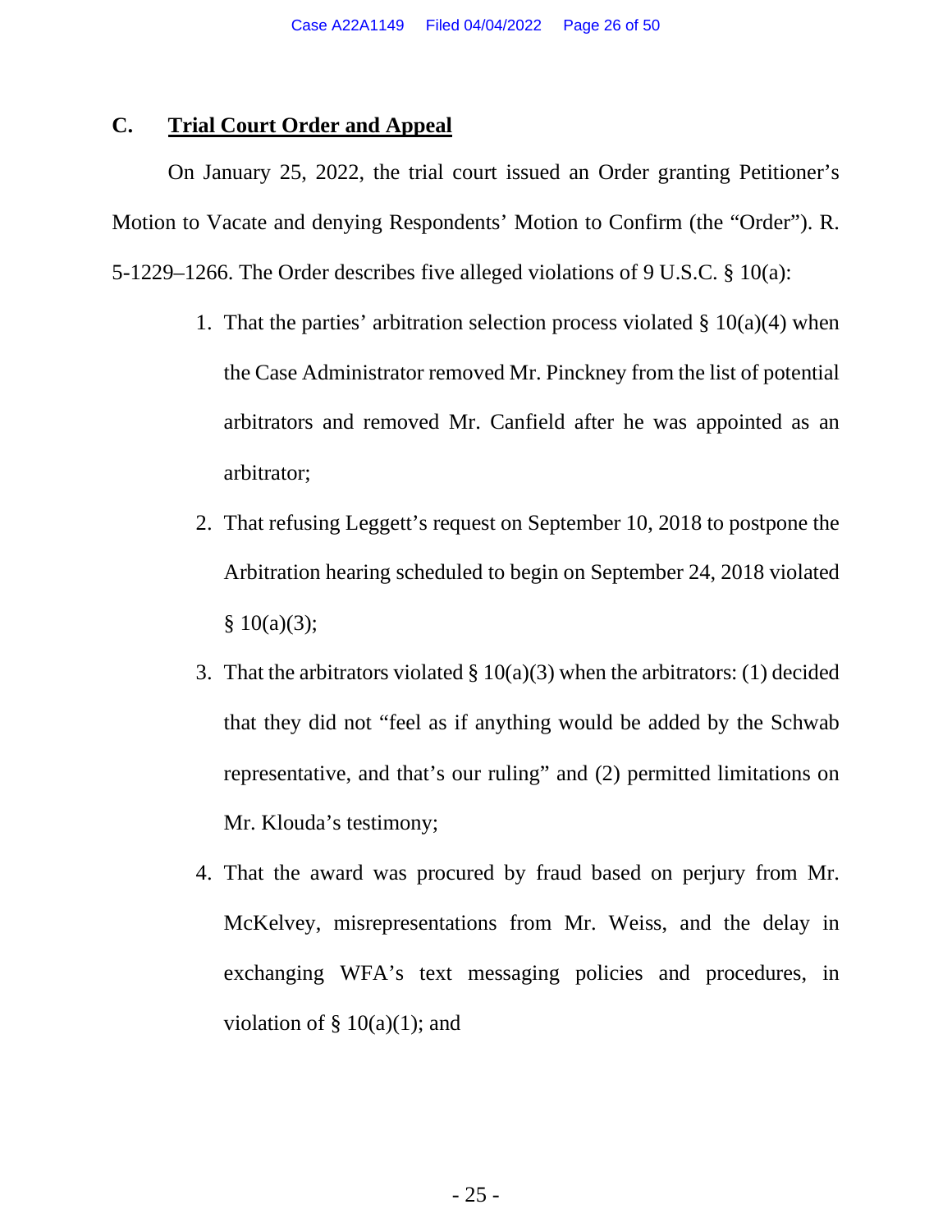### C. Trial Court Order and Appeal

On January 25, 2022, the trial court issued an Order granting Petitioner's Motion to Vacate and denying Respondents' Motion to Confirm (the "Order"). R. 5-1229–1266. The Order describes five alleged violations of 9 U.S.C. § 10(a):

1. That the parties' arbitration selection process violated § 10(a)(4) when the Case Administrator removed Mr. Pinckney from the list of potential arbitrators and removed Mr. Canfield after he was appointed as an arbitrator;
2. That refusing Leggett's request on September 10, 2018 to postpone the Arbitration hearing scheduled to begin on September 24, 2018 violated § 10(a)(3);
3. That the arbitrators violated § 10(a)(3) when the arbitrators: (1) decided that they did not "feel as if anything would be added by the Schwab representative, and that's our ruling" and (2) permitted limitations on Mr. Klouda's testimony;
4. That the award was procured by fraud based on perjury from Mr. McKelvey, misrepresentations from Mr. Weiss, and the delay in exchanging WFA's text messaging policies and procedures, in violation of § 10(a)(1); and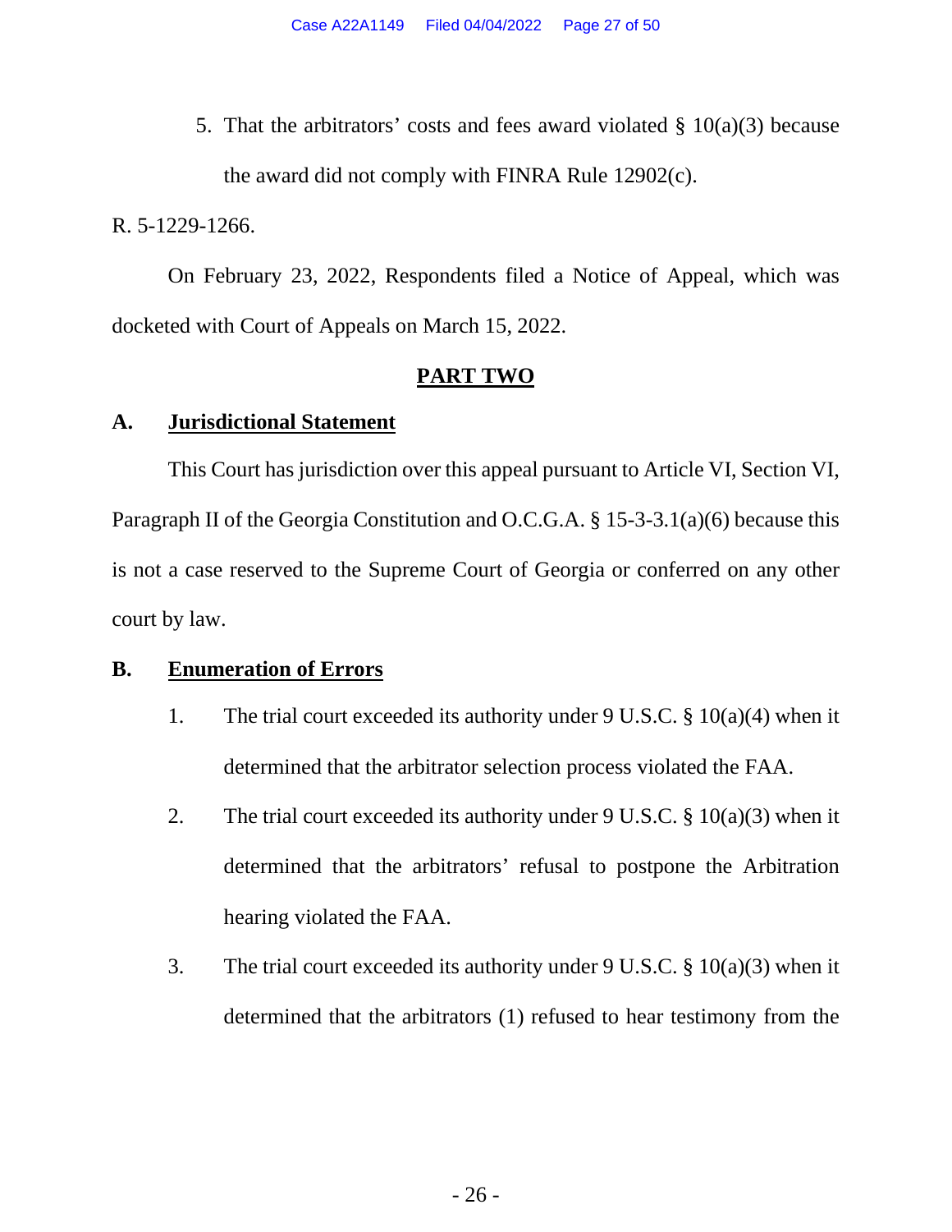5. That the arbitrators' costs and fees award violated § 10(a)(3) because the award did not comply with FINRA Rule 12902(c).

R. 5-1229-1266.

On February 23, 2022, Respondents filed a Notice of Appeal, which was docketed with Court of Appeals on March 15, 2022.

## **PART TWO**

### A. **Jurisdictional Statement**

This Court has jurisdiction over this appeal pursuant to Article VI, Section VI, Paragraph II of the Georgia Constitution and O.C.G.A. § 15-3-3.1(a)(6) because this is not a case reserved to the Supreme Court of Georgia or conferred on any other court by law.

### B. **Enumeration of Errors**

1. The trial court exceeded its authority under 9 U.S.C. § 10(a)(4) when it determined that the arbitrator selection process violated the FAA.

2. The trial court exceeded its authority under 9 U.S.C. § 10(a)(3) when it determined that the arbitrators' refusal to postpone the Arbitration hearing violated the FAA.

3. The trial court exceeded its authority under 9 U.S.C. § 10(a)(3) when it determined that the arbitrators (1) refused to hear testimony from the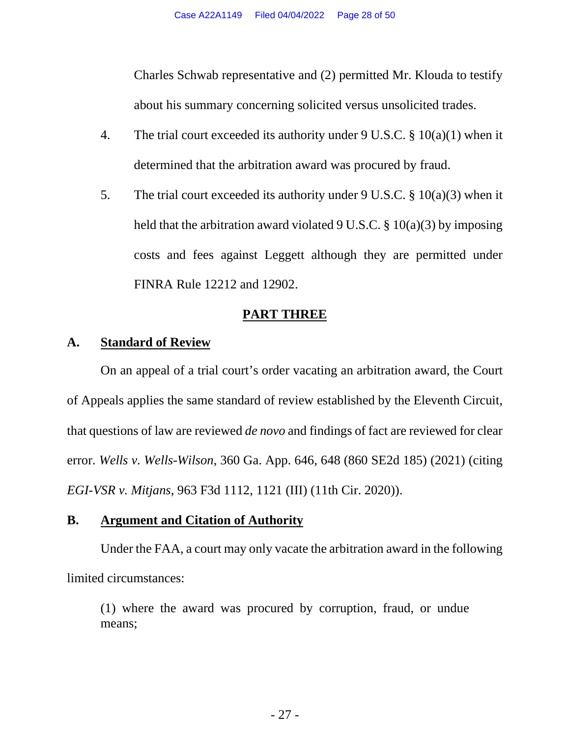Charles Schwab representative and (2) permitted Mr. Klouda to testify about his summary concerning solicited versus unsolicited trades.

4. The trial court exceeded its authority under 9 U.S.C. § 10(a)(1) when it determined that the arbitration award was procured by fraud.

5. The trial court exceeded its authority under 9 U.S.C. § 10(a)(3) when it held that the arbitration award violated 9 U.S.C. § 10(a)(3) by imposing costs and fees against Leggett although they are permitted under FINRA Rule 12212 and 12902.

## PART THREE

### A. Standard of Review

On an appeal of a trial court's order vacating an arbitration award, the Court of Appeals applies the same standard of review established by the Eleventh Circuit, that questions of law are reviewed *de novo* and findings of fact are reviewed for clear error. *Wells v. Wells-Wilson*, 360 Ga. App. 646, 648 (860 SE2d 185) (2021) (citing *EGI-VSR v. Mitjans*, 963 F3d 1112, 1121 (III) (11th Cir. 2020)).

### B. Argument and Citation of Authority

Under the FAA, a court may only vacate the arbitration award in the following limited circumstances:

> (1) where the award was procured by corruption, fraud, or undue means;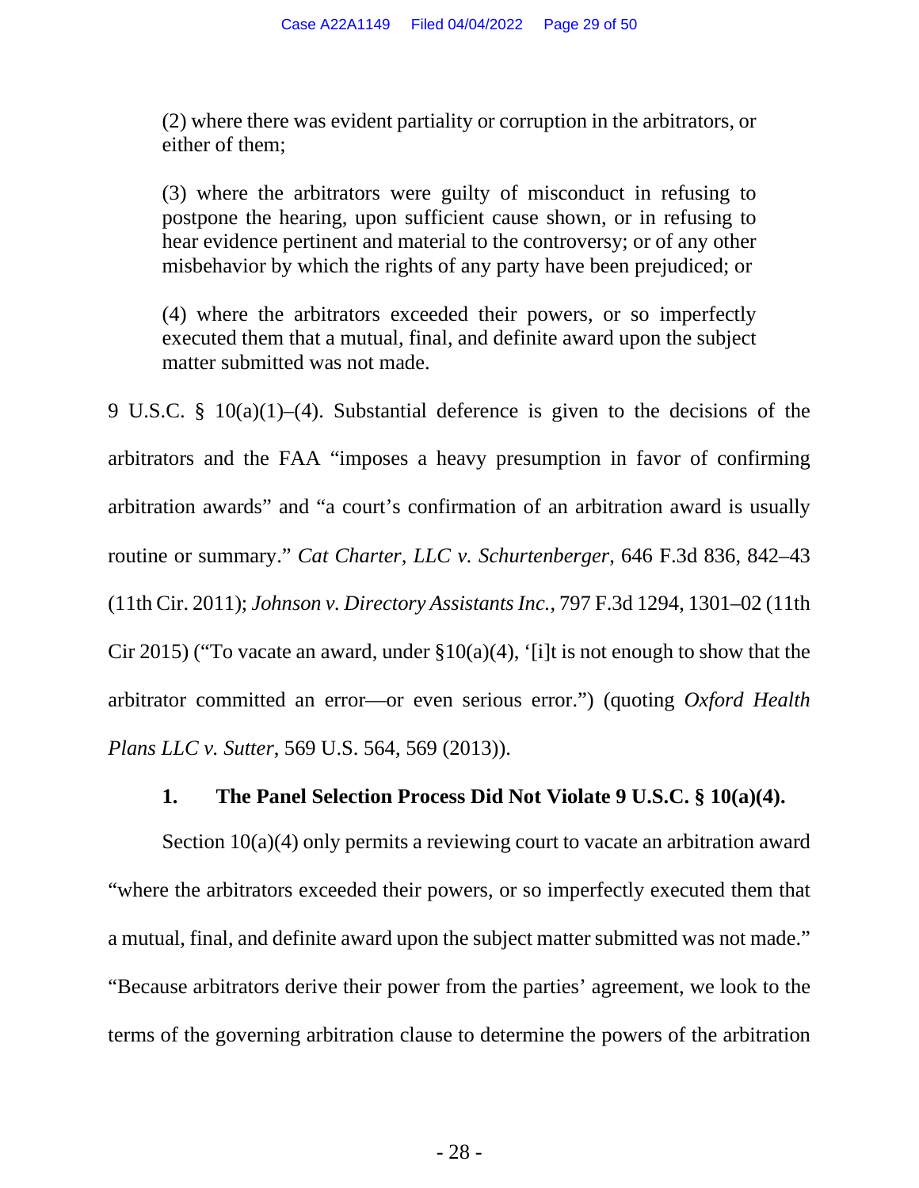> (2) where there was evident partiality or corruption in the arbitrators, or either of them;
>
> (3) where the arbitrators were guilty of misconduct in refusing to postpone the hearing, upon sufficient cause shown, or in refusing to hear evidence pertinent and material to the controversy; or of any other misbehavior by which the rights of any party have been prejudiced; or
>
> (4) where the arbitrators exceeded their powers, or so imperfectly executed them that a mutual, final, and definite award upon the subject matter submitted was not made.

9 U.S.C. § 10(a)(1)–(4). Substantial deference is given to the decisions of the arbitrators and the FAA "imposes a heavy presumption in favor of confirming arbitration awards" and "a court's confirmation of an arbitration award is usually routine or summary." *Cat Charter, LLC v. Schurtenberger*, 646 F.3d 836, 842–43 (11th Cir. 2011); *Johnson v. Directory Assistants Inc.*, 797 F.3d 1294, 1301–02 (11th Cir 2015) ("To vacate an award, under §10(a)(4), '[i]t is not enough to show that the arbitrator committed an error—or even serious error.") (quoting *Oxford Health Plans LLC v. Sutter*, 569 U.S. 564, 569 (2013)).

### 1. The Panel Selection Process Did Not Violate 9 U.S.C. § 10(a)(4).

Section 10(a)(4) only permits a reviewing court to vacate an arbitration award "where the arbitrators exceeded their powers, or so imperfectly executed them that a mutual, final, and definite award upon the subject matter submitted was not made." "Because arbitrators derive their power from the parties' agreement, we look to the terms of the governing arbitration clause to determine the powers of the arbitration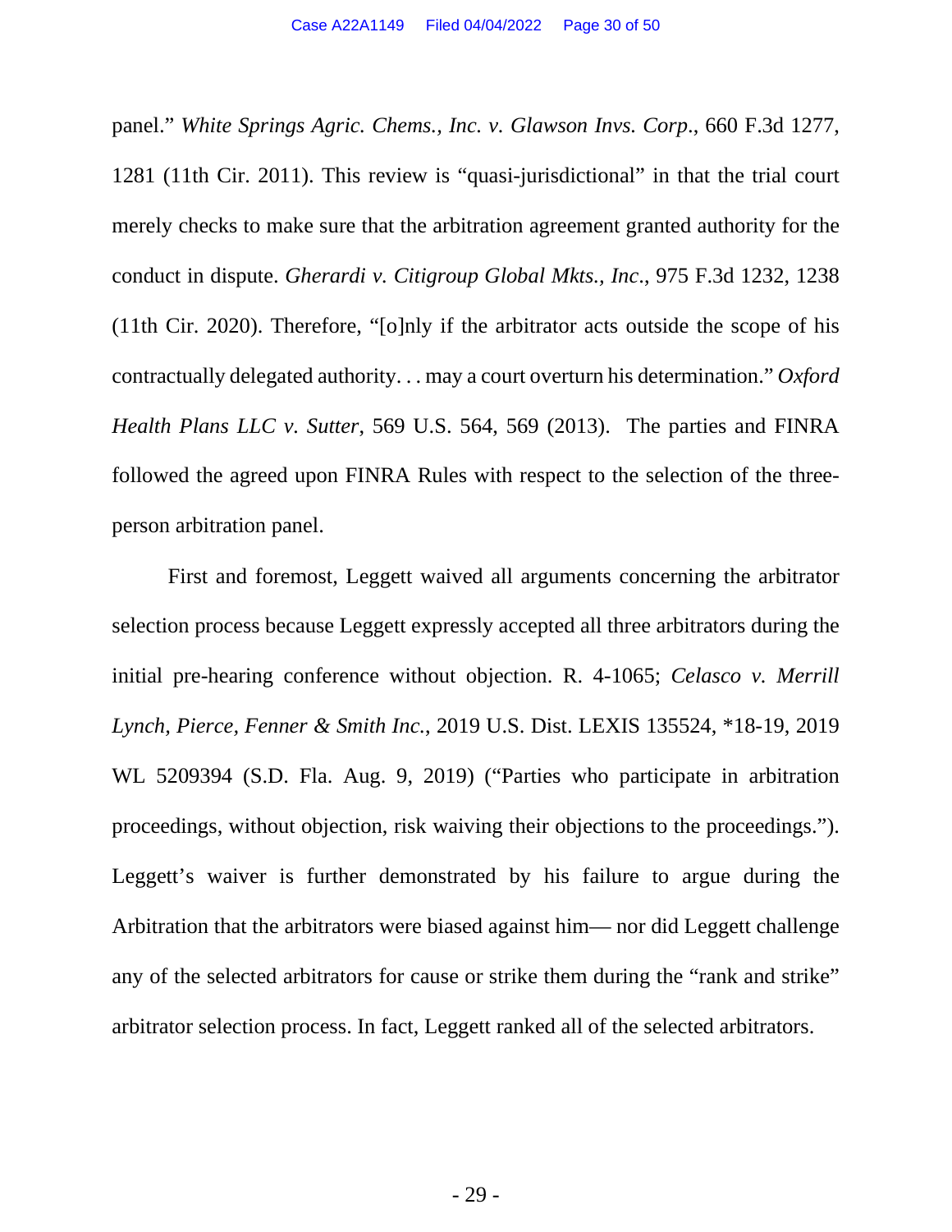panel." *White Springs Agric. Chems., Inc. v. Glawson Invs. Corp*., 660 F.3d 1277, 1281 (11th Cir. 2011). This review is "quasi-jurisdictional" in that the trial court merely checks to make sure that the arbitration agreement granted authority for the conduct in dispute. *Gherardi v. Citigroup Global Mkts., Inc*., 975 F.3d 1232, 1238 (11th Cir. 2020). Therefore, "[o]nly if the arbitrator acts outside the scope of his contractually delegated authority. . . may a court overturn his determination." *Oxford Health Plans LLC v. Sutter*, 569 U.S. 564, 569 (2013). The parties and FINRA followed the agreed upon FINRA Rules with respect to the selection of the three-person arbitration panel.

First and foremost, Leggett waived all arguments concerning the arbitrator selection process because Leggett expressly accepted all three arbitrators during the initial pre-hearing conference without objection. R. 4-1065; *Celasco v. Merrill Lynch, Pierce, Fenner & Smith Inc.*, 2019 U.S. Dist. LEXIS 135524, *18-19, 2019 WL 5209394 (S.D. Fla. Aug. 9, 2019) ("Parties who participate in arbitration proceedings, without objection, risk waiving their objections to the proceedings."). Leggett's waiver is further demonstrated by his failure to argue during the Arbitration that the arbitrators were biased against him— nor did Leggett challenge any of the selected arbitrators for cause or strike them during the "rank and strike" arbitrator selection process. In fact, Leggett ranked all of the selected arbitrators.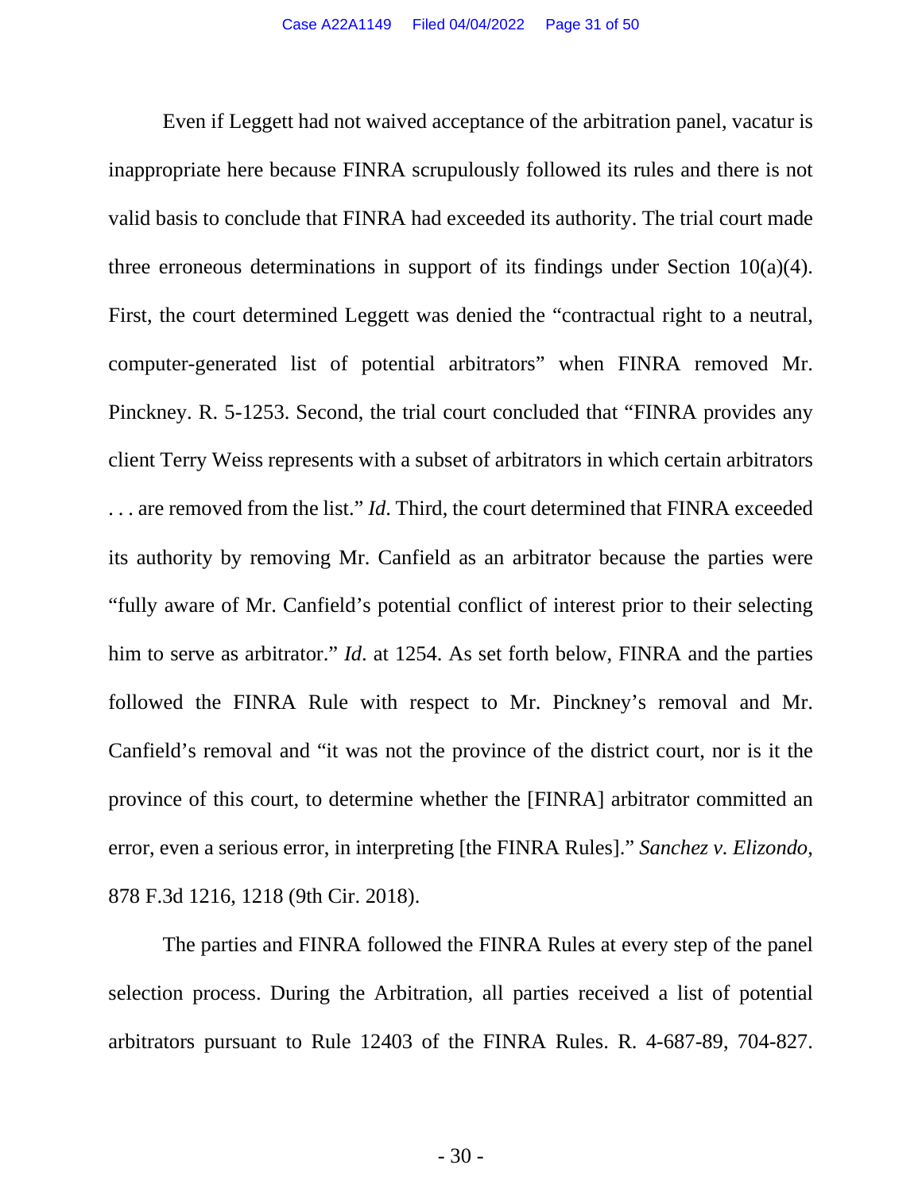Even if Leggett had not waived acceptance of the arbitration panel, vacatur is inappropriate here because FINRA scrupulously followed its rules and there is not valid basis to conclude that FINRA had exceeded its authority. The trial court made three erroneous determinations in support of its findings under Section 10(a)(4). First, the court determined Leggett was denied the "contractual right to a neutral, computer-generated list of potential arbitrators" when FINRA removed Mr. Pinckney. R. 5-1253. Second, the trial court concluded that "FINRA provides any client Terry Weiss represents with a subset of arbitrators in which certain arbitrators . . . are removed from the list." *Id*. Third, the court determined that FINRA exceeded its authority by removing Mr. Canfield as an arbitrator because the parties were "fully aware of Mr. Canfield's potential conflict of interest prior to their selecting him to serve as arbitrator." *Id*. at 1254. As set forth below, FINRA and the parties followed the FINRA Rule with respect to Mr. Pinckney's removal and Mr. Canfield's removal and "it was not the province of the district court, nor is it the province of this court, to determine whether the [FINRA] arbitrator committed an error, even a serious error, in interpreting [the FINRA Rules]." *Sanchez v. Elizondo*, 878 F.3d 1216, 1218 (9th Cir. 2018).

The parties and FINRA followed the FINRA Rules at every step of the panel selection process. During the Arbitration, all parties received a list of potential arbitrators pursuant to Rule 12403 of the FINRA Rules. R. 4-687-89, 704-827.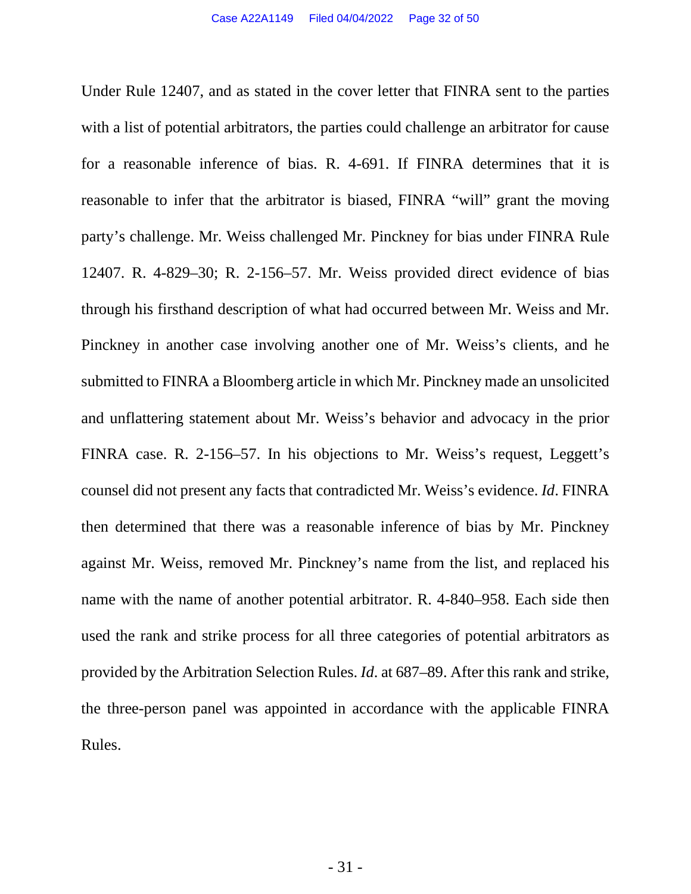Under Rule 12407, and as stated in the cover letter that FINRA sent to the parties with a list of potential arbitrators, the parties could challenge an arbitrator for cause for a reasonable inference of bias. R. 4-691. If FINRA determines that it is reasonable to infer that the arbitrator is biased, FINRA "will" grant the moving party's challenge. Mr. Weiss challenged Mr. Pinckney for bias under FINRA Rule 12407. R. 4-829–30; R. 2-156–57. Mr. Weiss provided direct evidence of bias through his firsthand description of what had occurred between Mr. Weiss and Mr. Pinckney in another case involving another one of Mr. Weiss's clients, and he submitted to FINRA a Bloomberg article in which Mr. Pinckney made an unsolicited and unflattering statement about Mr. Weiss's behavior and advocacy in the prior FINRA case. R. 2-156–57. In his objections to Mr. Weiss's request, Leggett's counsel did not present any facts that contradicted Mr. Weiss's evidence. *Id*. FINRA then determined that there was a reasonable inference of bias by Mr. Pinckney against Mr. Weiss, removed Mr. Pinckney's name from the list, and replaced his name with the name of another potential arbitrator. R. 4-840–958. Each side then used the rank and strike process for all three categories of potential arbitrators as provided by the Arbitration Selection Rules. *Id*. at 687–89. After this rank and strike, the three-person panel was appointed in accordance with the applicable FINRA Rules.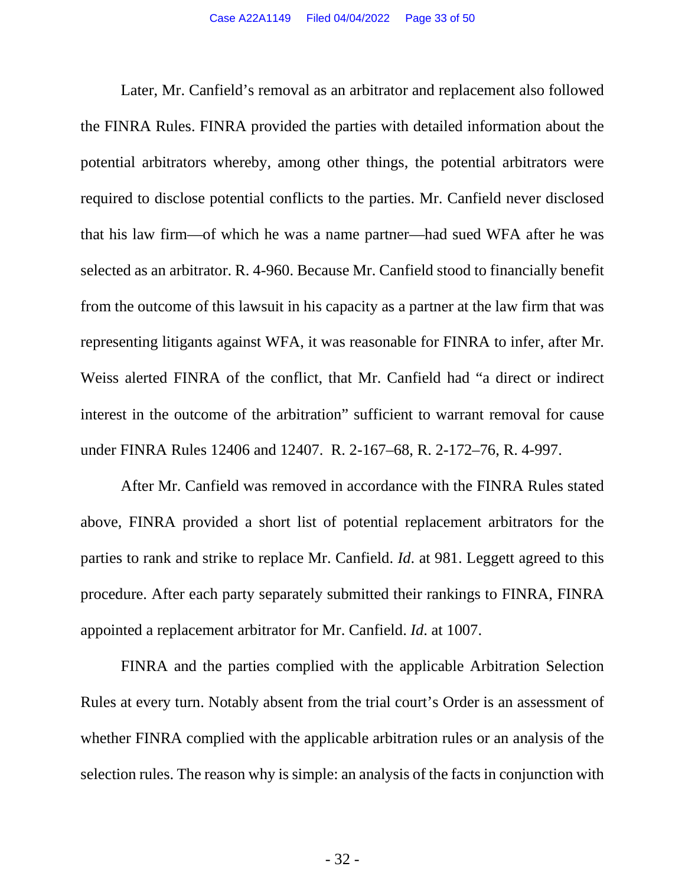Later, Mr. Canfield's removal as an arbitrator and replacement also followed the FINRA Rules. FINRA provided the parties with detailed information about the potential arbitrators whereby, among other things, the potential arbitrators were required to disclose potential conflicts to the parties. Mr. Canfield never disclosed that his law firm—of which he was a name partner—had sued WFA after he was selected as an arbitrator. R. 4-960. Because Mr. Canfield stood to financially benefit from the outcome of this lawsuit in his capacity as a partner at the law firm that was representing litigants against WFA, it was reasonable for FINRA to infer, after Mr. Weiss alerted FINRA of the conflict, that Mr. Canfield had "a direct or indirect interest in the outcome of the arbitration" sufficient to warrant removal for cause under FINRA Rules 12406 and 12407. R. 2-167–68, R. 2-172–76, R. 4-997.

After Mr. Canfield was removed in accordance with the FINRA Rules stated above, FINRA provided a short list of potential replacement arbitrators for the parties to rank and strike to replace Mr. Canfield. *Id*. at 981. Leggett agreed to this procedure. After each party separately submitted their rankings to FINRA, FINRA appointed a replacement arbitrator for Mr. Canfield. *Id*. at 1007.

FINRA and the parties complied with the applicable Arbitration Selection Rules at every turn. Notably absent from the trial court's Order is an assessment of whether FINRA complied with the applicable arbitration rules or an analysis of the selection rules. The reason why is simple: an analysis of the facts in conjunction with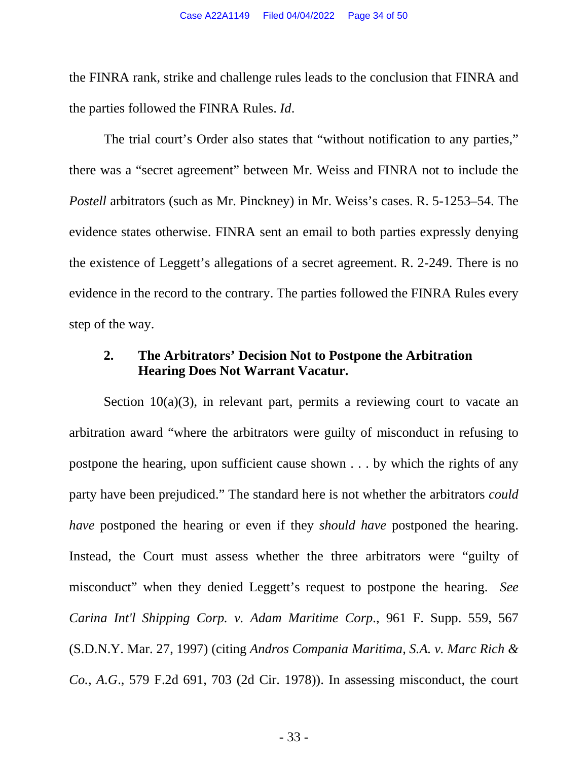the FINRA rank, strike and challenge rules leads to the conclusion that FINRA and the parties followed the FINRA Rules. *Id*.

The trial court's Order also states that "without notification to any parties," there was a "secret agreement" between Mr. Weiss and FINRA not to include the *Postell* arbitrators (such as Mr. Pinckney) in Mr. Weiss's cases. R. 5-1253–54. The evidence states otherwise. FINRA sent an email to both parties expressly denying the existence of Leggett's allegations of a secret agreement. R. 2-249. There is no evidence in the record to the contrary. The parties followed the FINRA Rules every step of the way.

#### 2. The Arbitrators' Decision Not to Postpone the Arbitration Hearing Does Not Warrant Vacatur.

Section 10(a)(3), in relevant part, permits a reviewing court to vacate an arbitration award "where the arbitrators were guilty of misconduct in refusing to postpone the hearing, upon sufficient cause shown . . . by which the rights of any party have been prejudiced." The standard here is not whether the arbitrators *could have* postponed the hearing or even if they *should have* postponed the hearing. Instead, the Court must assess whether the three arbitrators were "guilty of misconduct" when they denied Leggett's request to postpone the hearing. *See Carina Int'l Shipping Corp. v. Adam Maritime Corp.*, 961 F. Supp. 559, 567 (S.D.N.Y. Mar. 27, 1997) (citing *Andros Compania Maritima, S.A. v. Marc Rich & Co., A.G.*, 579 F.2d 691, 703 (2d Cir. 1978)). In assessing misconduct, the court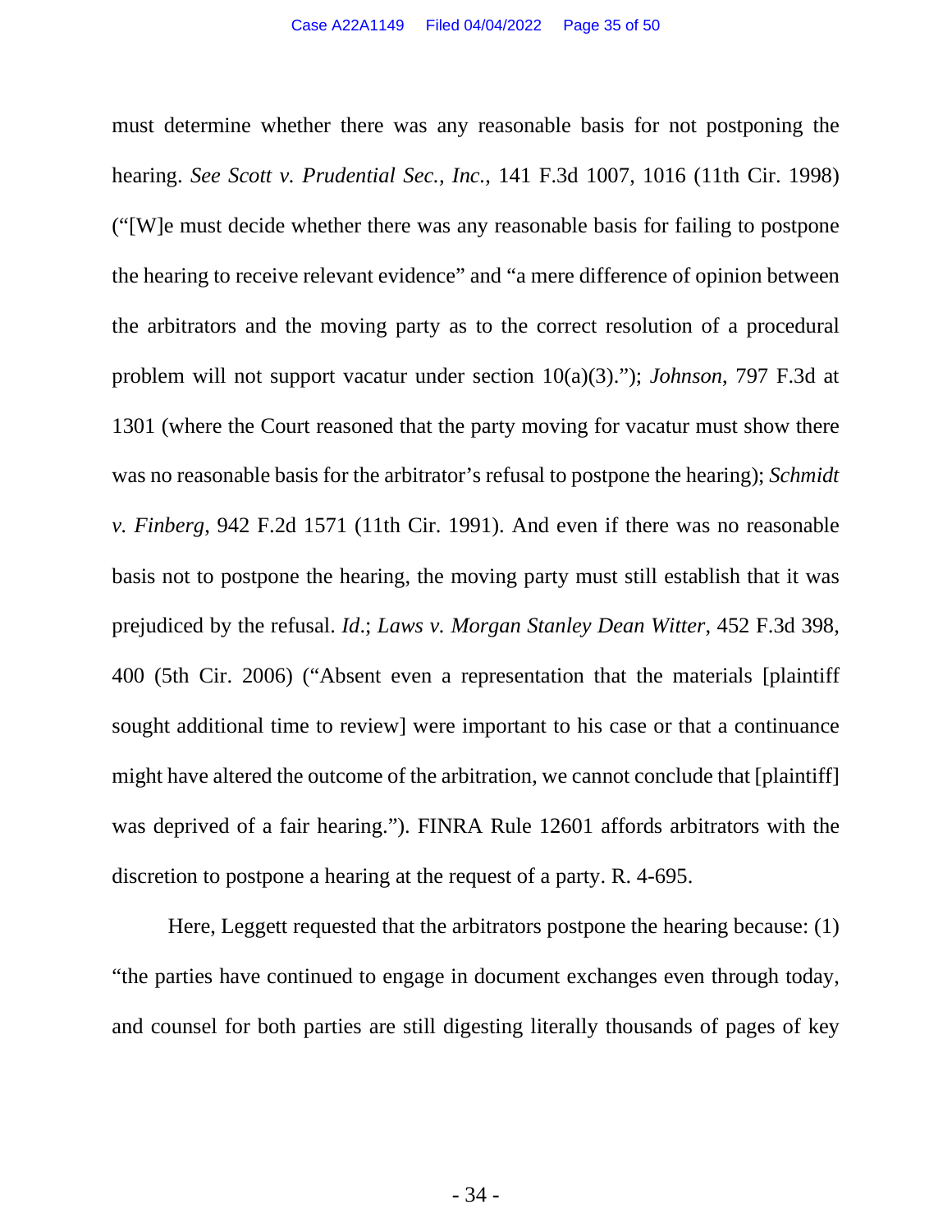must determine whether there was any reasonable basis for not postponing the hearing. *See Scott v. Prudential Sec., Inc.*, 141 F.3d 1007, 1016 (11th Cir. 1998) ("[W]e must decide whether there was any reasonable basis for failing to postpone the hearing to receive relevant evidence" and "a mere difference of opinion between the arbitrators and the moving party as to the correct resolution of a procedural problem will not support vacatur under section 10(a)(3)."); *Johnson*, 797 F.3d at 1301 (where the Court reasoned that the party moving for vacatur must show there was no reasonable basis for the arbitrator's refusal to postpone the hearing); *Schmidt v. Finberg*, 942 F.2d 1571 (11th Cir. 1991). And even if there was no reasonable basis not to postpone the hearing, the moving party must still establish that it was prejudiced by the refusal. *Id*.; *Laws v. Morgan Stanley Dean Witter*, 452 F.3d 398, 400 (5th Cir. 2006) ("Absent even a representation that the materials [plaintiff sought additional time to review] were important to his case or that a continuance might have altered the outcome of the arbitration, we cannot conclude that [plaintiff] was deprived of a fair hearing."). FINRA Rule 12601 affords arbitrators with the discretion to postpone a hearing at the request of a party. R. 4-695.

Here, Leggett requested that the arbitrators postpone the hearing because: (1) "the parties have continued to engage in document exchanges even through today, and counsel for both parties are still digesting literally thousands of pages of key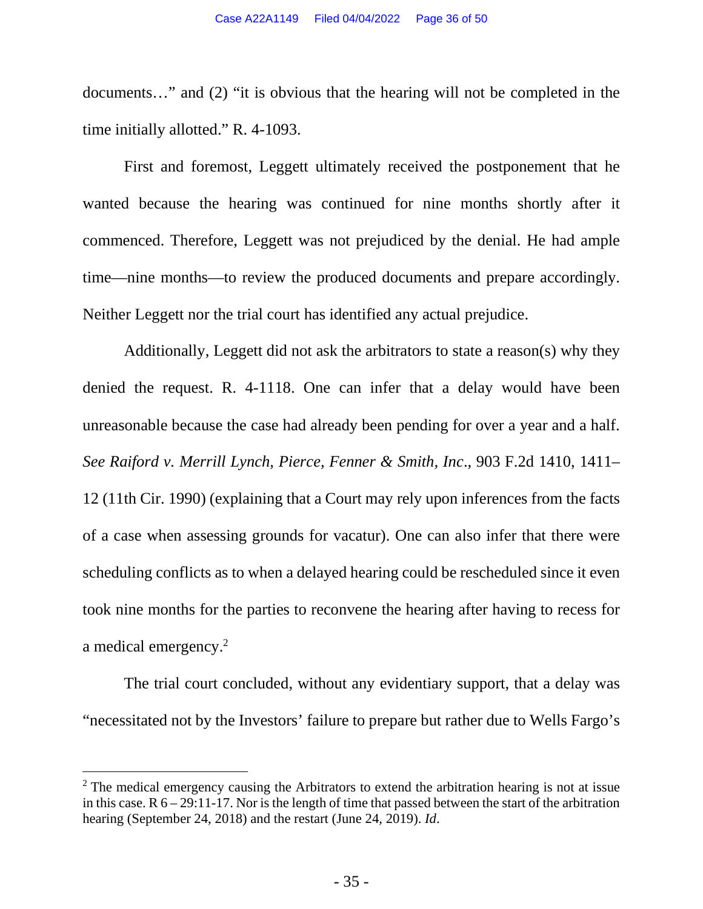documents…" and (2) "it is obvious that the hearing will not be completed in the time initially allotted." R. 4-1093.

First and foremost, Leggett ultimately received the postponement that he wanted because the hearing was continued for nine months shortly after it commenced. Therefore, Leggett was not prejudiced by the denial. He had ample time—nine months—to review the produced documents and prepare accordingly. Neither Leggett nor the trial court has identified any actual prejudice.

Additionally, Leggett did not ask the arbitrators to state a reason(s) why they denied the request. R. 4-1118. One can infer that a delay would have been unreasonable because the case had already been pending for over a year and a half. *See Raiford v. Merrill Lynch, Pierce, Fenner & Smith, Inc*., 903 F.2d 1410, 1411–12 (11th Cir. 1990) (explaining that a Court may rely upon inferences from the facts of a case when assessing grounds for vacatur). One can also infer that there were scheduling conflicts as to when a delayed hearing could be rescheduled since it even took nine months for the parties to reconvene the hearing after having to recess for a medical emergency.[2]

The trial court concluded, without any evidentiary support, that a delay was "necessitated not by the Investors' failure to prepare but rather due to Wells Fargo's

[2] The medical emergency causing the Arbitrators to extend the arbitration hearing is not at issue in this case. R 6 – 29:11-17. Nor is the length of time that passed between the start of the arbitration hearing (September 24, 2018) and the restart (June 24, 2019). *Id*.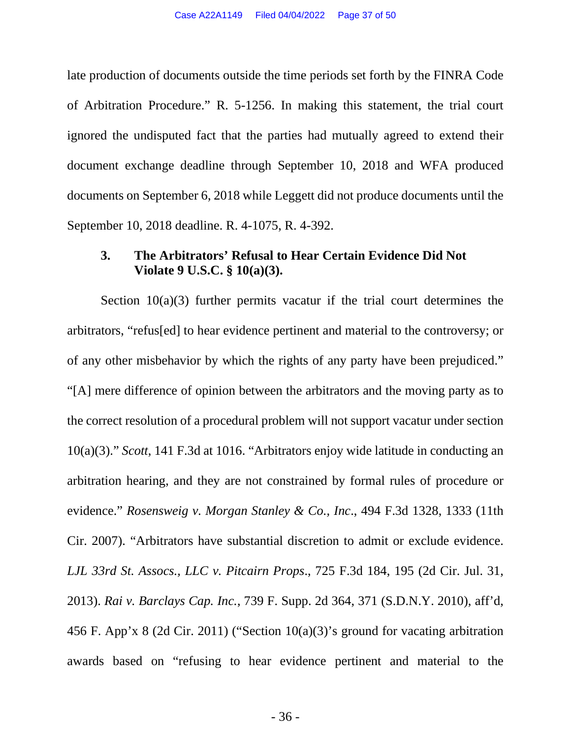late production of documents outside the time periods set forth by the FINRA Code of Arbitration Procedure." R. 5-1256. In making this statement, the trial court ignored the undisputed fact that the parties had mutually agreed to extend their document exchange deadline through September 10, 2018 and WFA produced documents on September 6, 2018 while Leggett did not produce documents until the September 10, 2018 deadline. R. 4-1075, R. 4-392.

### 3. The Arbitrators' Refusal to Hear Certain Evidence Did Not Violate 9 U.S.C. § 10(a)(3).

Section 10(a)(3) further permits vacatur if the trial court determines the arbitrators, "refus[ed] to hear evidence pertinent and material to the controversy; or of any other misbehavior by which the rights of any party have been prejudiced." "[A] mere difference of opinion between the arbitrators and the moving party as to the correct resolution of a procedural problem will not support vacatur under section 10(a)(3)." *Scott*, 141 F.3d at 1016. "Arbitrators enjoy wide latitude in conducting an arbitration hearing, and they are not constrained by formal rules of procedure or evidence." *Rosensweig v. Morgan Stanley & Co., Inc*., 494 F.3d 1328, 1333 (11th Cir. 2007). "Arbitrators have substantial discretion to admit or exclude evidence. *LJL 33rd St. Assocs., LLC v. Pitcairn Props*., 725 F.3d 184, 195 (2d Cir. Jul. 31, 2013). *Rai v. Barclays Cap. Inc.*, 739 F. Supp. 2d 364, 371 (S.D.N.Y. 2010), aff'd, 456 F. App'x 8 (2d Cir. 2011) ("Section 10(a)(3)'s ground for vacating arbitration awards based on "refusing to hear evidence pertinent and material to the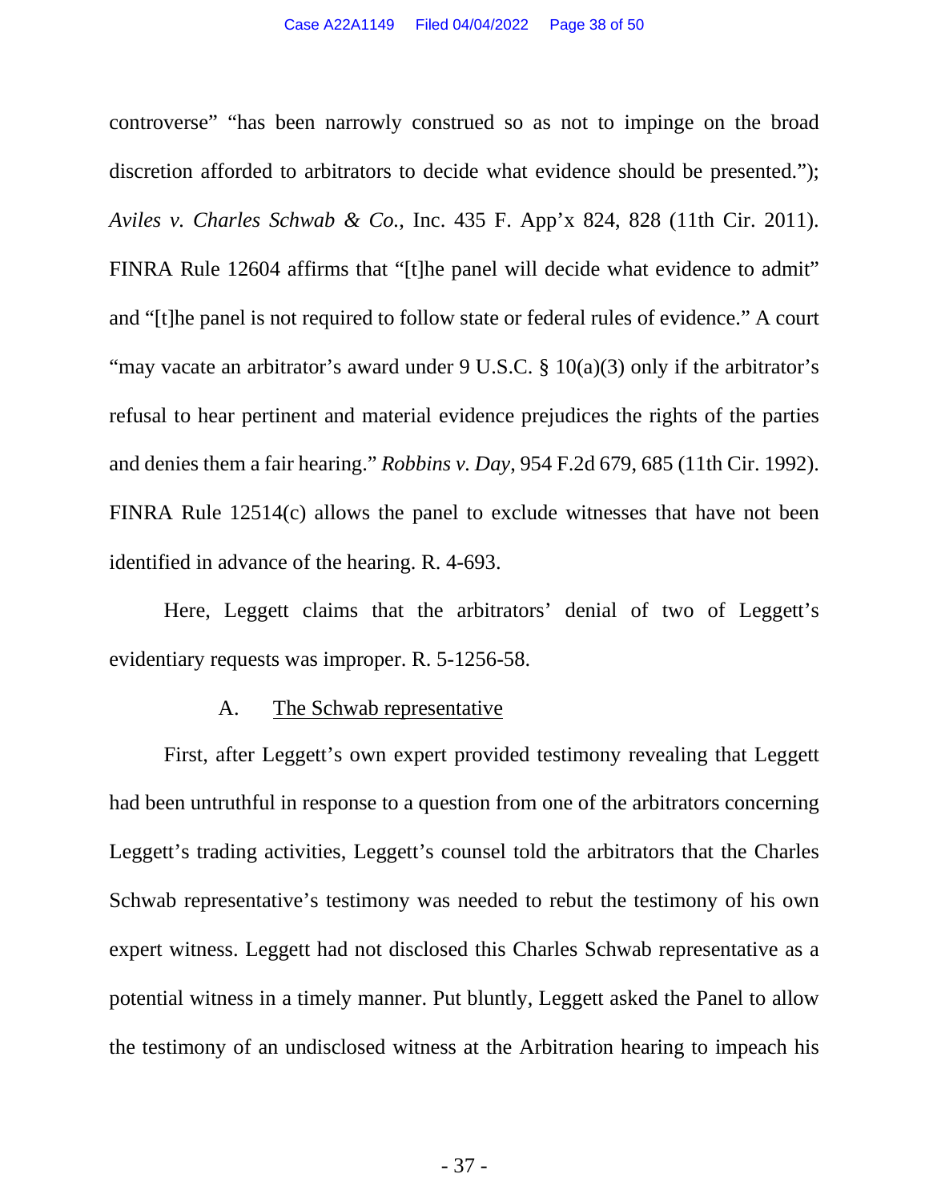controverse" "has been narrowly construed so as not to impinge on the broad discretion afforded to arbitrators to decide what evidence should be presented."); *Aviles v. Charles Schwab & Co.*, Inc. 435 F. App'x 824, 828 (11th Cir. 2011). FINRA Rule 12604 affirms that "[t]he panel will decide what evidence to admit" and "[t]he panel is not required to follow state or federal rules of evidence." A court "may vacate an arbitrator's award under 9 U.S.C. § 10(a)(3) only if the arbitrator's refusal to hear pertinent and material evidence prejudices the rights of the parties and denies them a fair hearing." *Robbins v. Day*, 954 F.2d 679, 685 (11th Cir. 1992). FINRA Rule 12514(c) allows the panel to exclude witnesses that have not been identified in advance of the hearing. R. 4-693.

Here, Leggett claims that the arbitrators' denial of two of Leggett's evidentiary requests was improper. R. 5-1256-58.

A. <u>The Schwab representative</u>

First, after Leggett's own expert provided testimony revealing that Leggett had been untruthful in response to a question from one of the arbitrators concerning Leggett's trading activities, Leggett's counsel told the arbitrators that the Charles Schwab representative's testimony was needed to rebut the testimony of his own expert witness. Leggett had not disclosed this Charles Schwab representative as a potential witness in a timely manner. Put bluntly, Leggett asked the Panel to allow the testimony of an undisclosed witness at the Arbitration hearing to impeach his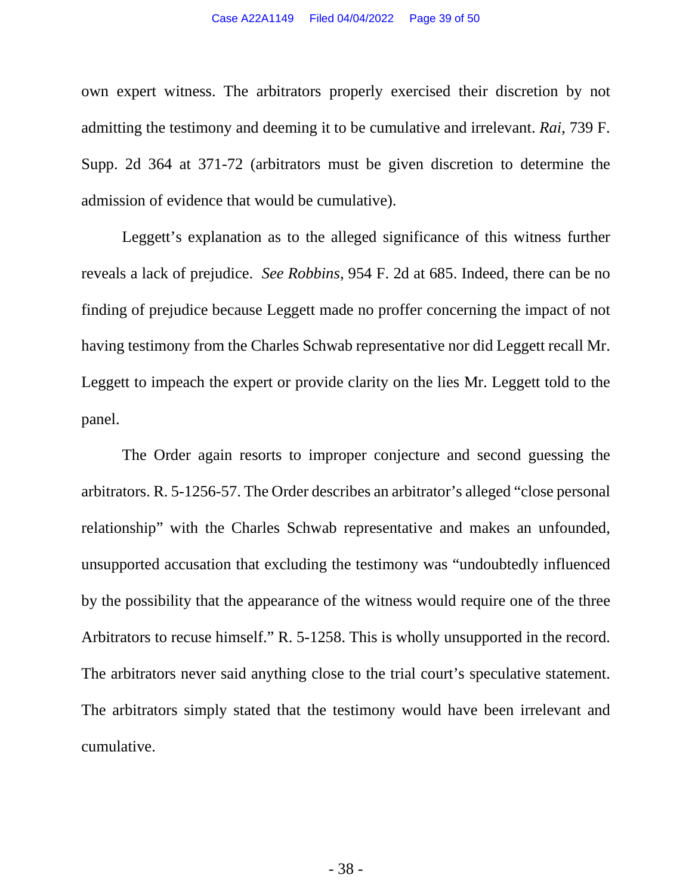own expert witness. The arbitrators properly exercised their discretion by not admitting the testimony and deeming it to be cumulative and irrelevant. *Rai*, 739 F. Supp. 2d 364 at 371-72 (arbitrators must be given discretion to determine the admission of evidence that would be cumulative).

Leggett's explanation as to the alleged significance of this witness further reveals a lack of prejudice. *See Robbins*, 954 F. 2d at 685. Indeed, there can be no finding of prejudice because Leggett made no proffer concerning the impact of not having testimony from the Charles Schwab representative nor did Leggett recall Mr. Leggett to impeach the expert or provide clarity on the lies Mr. Leggett told to the panel.

The Order again resorts to improper conjecture and second guessing the arbitrators. R. 5-1256-57. The Order describes an arbitrator's alleged "close personal relationship" with the Charles Schwab representative and makes an unfounded, unsupported accusation that excluding the testimony was "undoubtedly influenced by the possibility that the appearance of the witness would require one of the three Arbitrators to recuse himself." R. 5-1258. This is wholly unsupported in the record. The arbitrators never said anything close to the trial court's speculative statement. The arbitrators simply stated that the testimony would have been irrelevant and cumulative.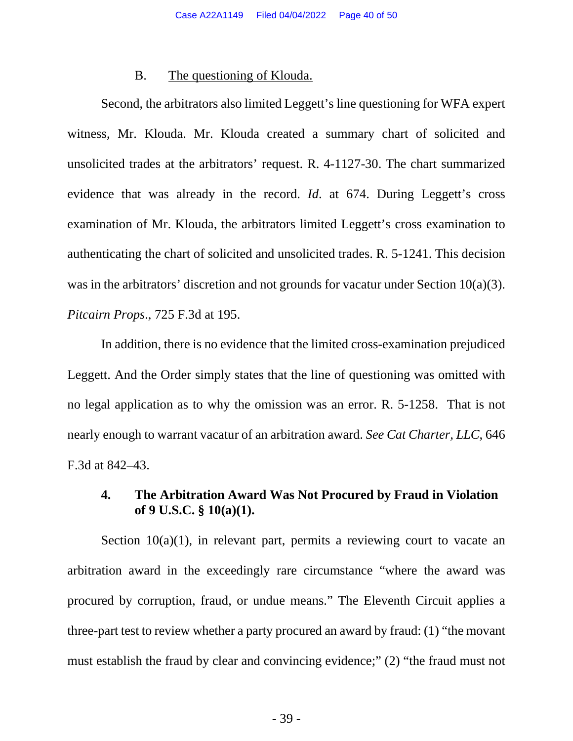### B. The questioning of Klouda.

Second, the arbitrators also limited Leggett's line questioning for WFA expert witness, Mr. Klouda. Mr. Klouda created a summary chart of solicited and unsolicited trades at the arbitrators' request. R. 4-1127-30. The chart summarized evidence that was already in the record. *Id*. at 674. During Leggett's cross examination of Mr. Klouda, the arbitrators limited Leggett's cross examination to authenticating the chart of solicited and unsolicited trades. R. 5-1241. This decision was in the arbitrators' discretion and not grounds for vacatur under Section 10(a)(3). *Pitcairn Props*., 725 F.3d at 195.

In addition, there is no evidence that the limited cross-examination prejudiced Leggett. And the Order simply states that the line of questioning was omitted with no legal application as to why the omission was an error. R. 5-1258. That is not nearly enough to warrant vacatur of an arbitration award. *See Cat Charter, LLC*, 646 F.3d at 842–43.

### 4. The Arbitration Award Was Not Procured by Fraud in Violation of 9 U.S.C. § 10(a)(1).

Section 10(a)(1), in relevant part, permits a reviewing court to vacate an arbitration award in the exceedingly rare circumstance "where the award was procured by corruption, fraud, or undue means." The Eleventh Circuit applies a three-part test to review whether a party procured an award by fraud: (1) "the movant must establish the fraud by clear and convincing evidence;" (2) "the fraud must not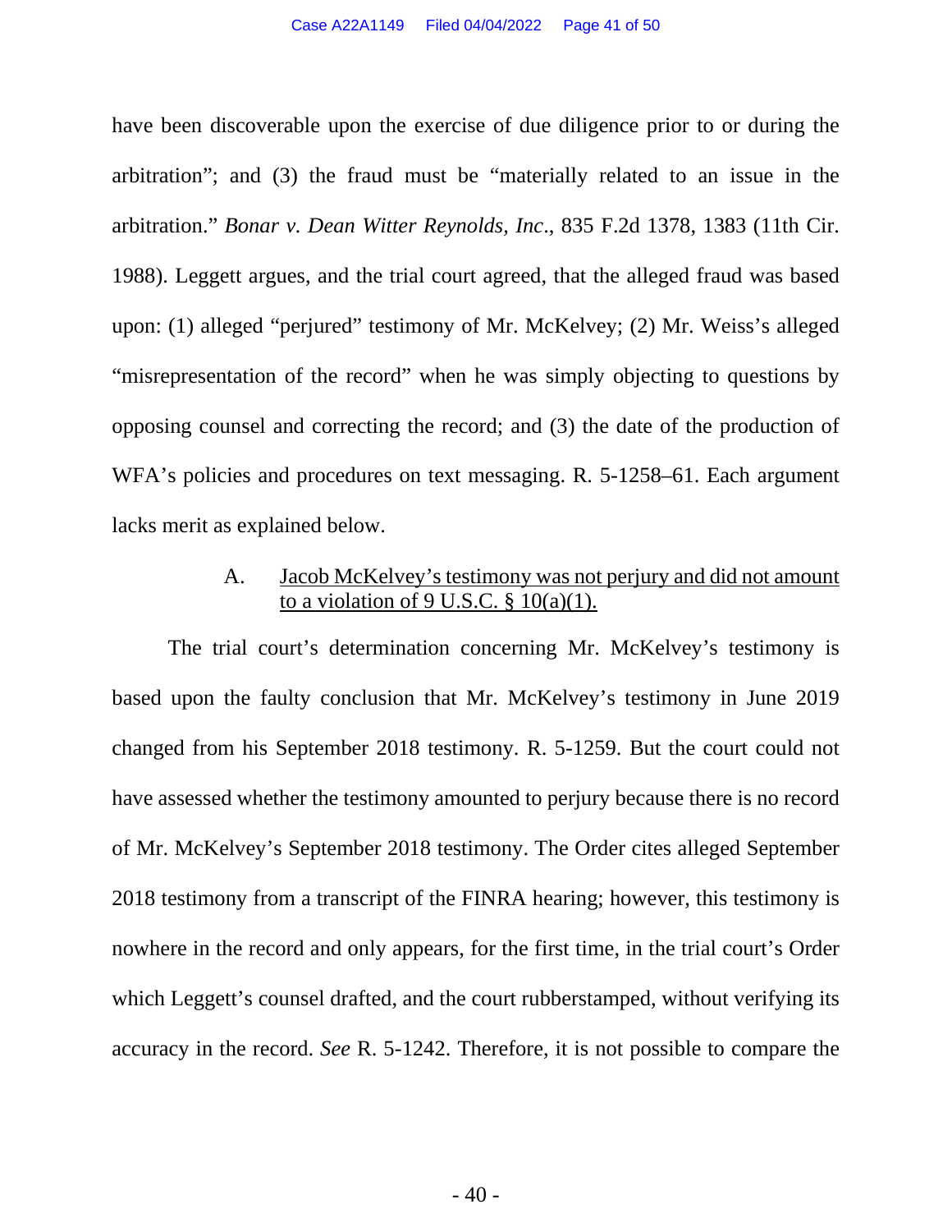have been discoverable upon the exercise of due diligence prior to or during the arbitration"; and (3) the fraud must be "materially related to an issue in the arbitration." *Bonar v. Dean Witter Reynolds, Inc*., 835 F.2d 1378, 1383 (11th Cir. 1988). Leggett argues, and the trial court agreed, that the alleged fraud was based upon: (1) alleged "perjured" testimony of Mr. McKelvey; (2) Mr. Weiss's alleged "misrepresentation of the record" when he was simply objecting to questions by opposing counsel and correcting the record; and (3) the date of the production of WFA's policies and procedures on text messaging. R. 5-1258–61. Each argument lacks merit as explained below.

### A. Jacob McKelvey's testimony was not perjury and did not amount to a violation of 9 U.S.C. § 10(a)(1).

The trial court's determination concerning Mr. McKelvey's testimony is based upon the faulty conclusion that Mr. McKelvey's testimony in June 2019 changed from his September 2018 testimony. R. 5-1259. But the court could not have assessed whether the testimony amounted to perjury because there is no record of Mr. McKelvey's September 2018 testimony. The Order cites alleged September 2018 testimony from a transcript of the FINRA hearing; however, this testimony is nowhere in the record and only appears, for the first time, in the trial court's Order which Leggett's counsel drafted, and the court rubberstamped, without verifying its accuracy in the record. *See* R. 5-1242. Therefore, it is not possible to compare the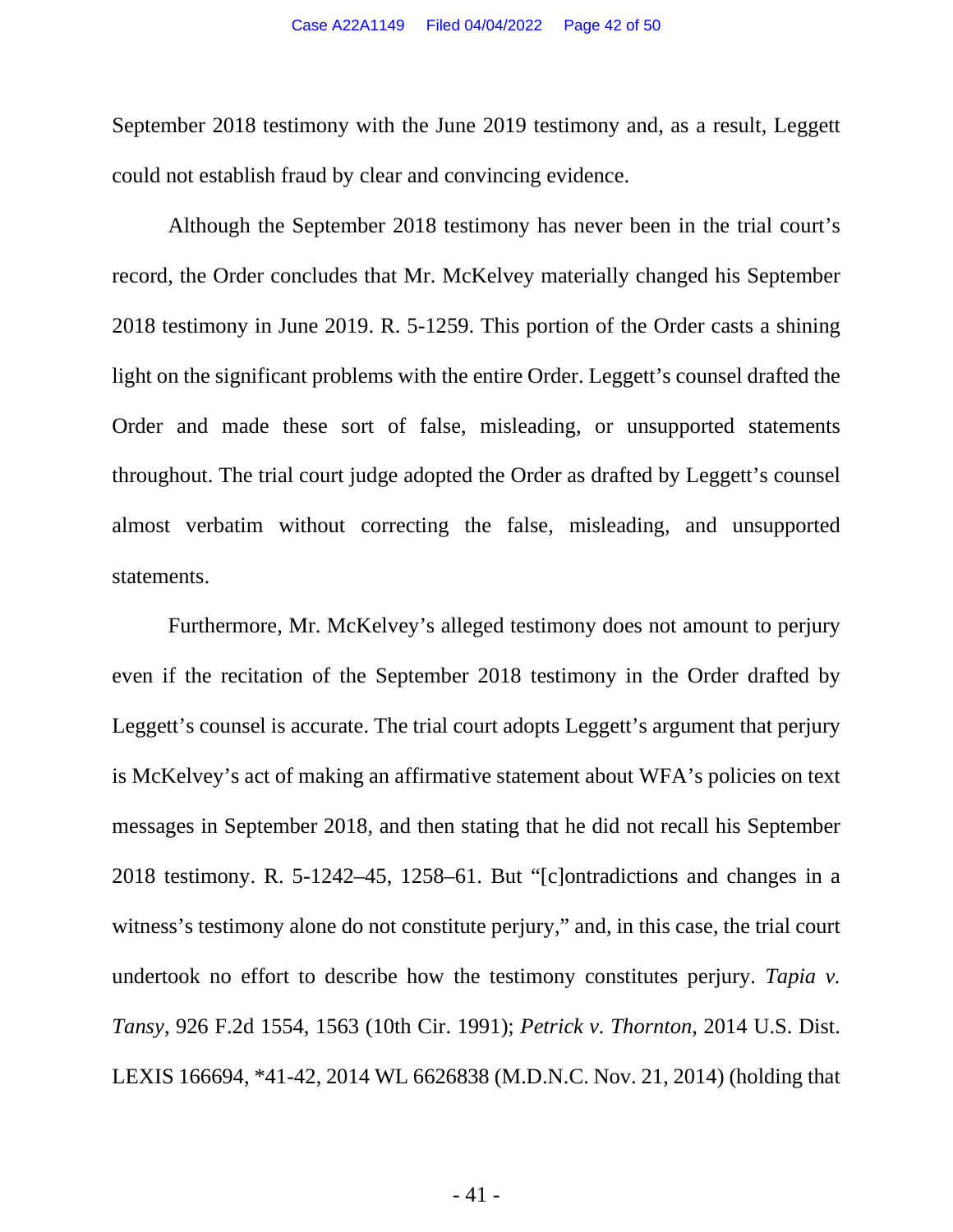September 2018 testimony with the June 2019 testimony and, as a result, Leggett could not establish fraud by clear and convincing evidence.

Although the September 2018 testimony has never been in the trial court's record, the Order concludes that Mr. McKelvey materially changed his September 2018 testimony in June 2019. R. 5-1259. This portion of the Order casts a shining light on the significant problems with the entire Order. Leggett's counsel drafted the Order and made these sort of false, misleading, or unsupported statements throughout. The trial court judge adopted the Order as drafted by Leggett's counsel almost verbatim without correcting the false, misleading, and unsupported statements.

Furthermore, Mr. McKelvey's alleged testimony does not amount to perjury even if the recitation of the September 2018 testimony in the Order drafted by Leggett's counsel is accurate. The trial court adopts Leggett's argument that perjury is McKelvey's act of making an affirmative statement about WFA's policies on text messages in September 2018, and then stating that he did not recall his September 2018 testimony. R. 5-1242–45, 1258–61. But "[c]ontradictions and changes in a witness's testimony alone do not constitute perjury," and, in this case, the trial court undertook no effort to describe how the testimony constitutes perjury. *Tapia v. Tansy*, 926 F.2d 1554, 1563 (10th Cir. 1991); *Petrick v. Thornton*, 2014 U.S. Dist. LEXIS 166694, *41-42, 2014 WL 6626838 (M.D.N.C. Nov. 21, 2014) (holding that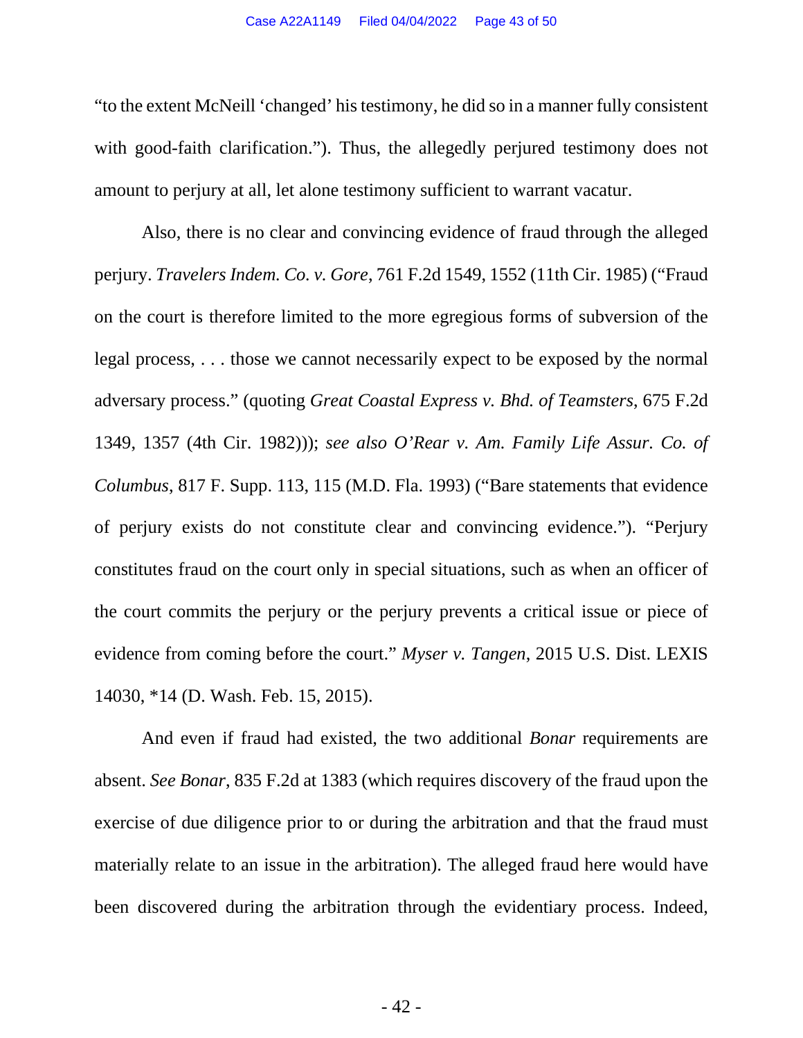"to the extent McNeill 'changed' his testimony, he did so in a manner fully consistent with good-faith clarification."). Thus, the allegedly perjured testimony does not amount to perjury at all, let alone testimony sufficient to warrant vacatur.

Also, there is no clear and convincing evidence of fraud through the alleged perjury. *Travelers Indem. Co. v. Gore*, 761 F.2d 1549, 1552 (11th Cir. 1985) ("Fraud on the court is therefore limited to the more egregious forms of subversion of the legal process, . . . those we cannot necessarily expect to be exposed by the normal adversary process." (quoting *Great Coastal Express v. Bhd. of Teamsters*, 675 F.2d 1349, 1357 (4th Cir. 1982))); *see also O'Rear v. Am. Family Life Assur. Co. of Columbus*, 817 F. Supp. 113, 115 (M.D. Fla. 1993) ("Bare statements that evidence of perjury exists do not constitute clear and convincing evidence."). "Perjury constitutes fraud on the court only in special situations, such as when an officer of the court commits the perjury or the perjury prevents a critical issue or piece of evidence from coming before the court." *Myser v. Tangen*, 2015 U.S. Dist. LEXIS 14030, *14 (D. Wash. Feb. 15, 2015).

And even if fraud had existed, the two additional *Bonar* requirements are absent. *See Bonar*, 835 F.2d at 1383 (which requires discovery of the fraud upon the exercise of due diligence prior to or during the arbitration and that the fraud must materially relate to an issue in the arbitration). The alleged fraud here would have been discovered during the arbitration through the evidentiary process. Indeed,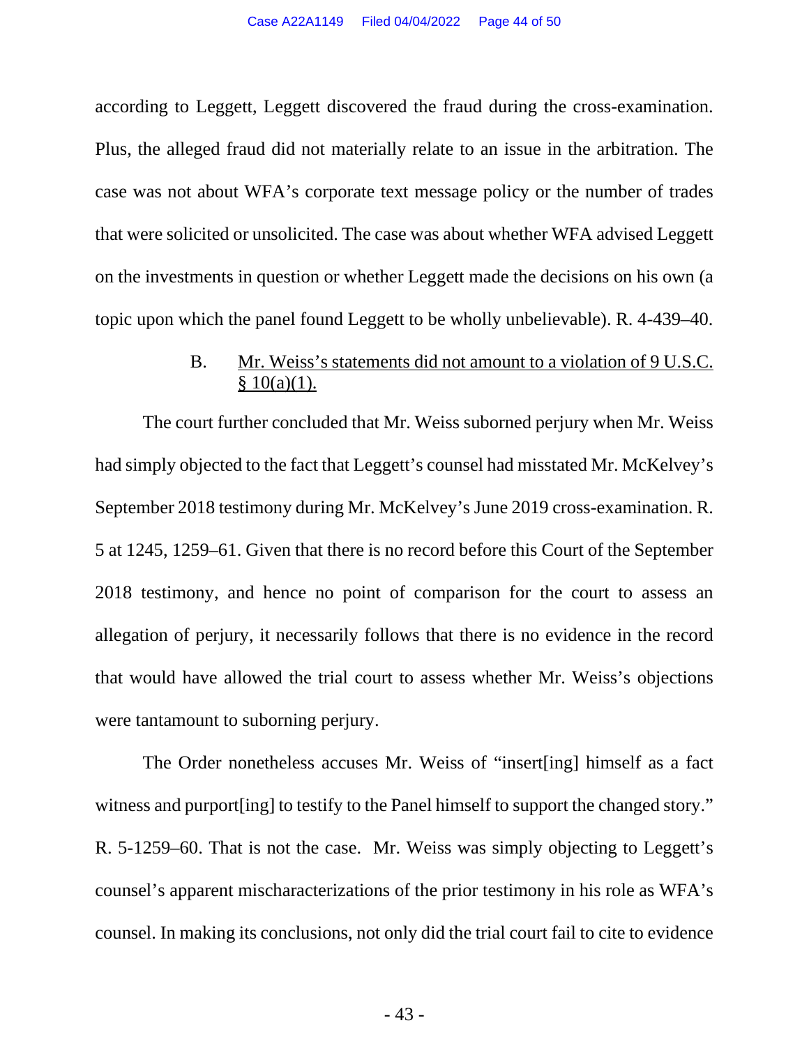according to Leggett, Leggett discovered the fraud during the cross-examination. Plus, the alleged fraud did not materially relate to an issue in the arbitration. The case was not about WFA's corporate text message policy or the number of trades that were solicited or unsolicited. The case was about whether WFA advised Leggett on the investments in question or whether Leggett made the decisions on his own (a topic upon which the panel found Leggett to be wholly unbelievable). R. 4-439–40.

### B. Mr. Weiss's statements did not amount to a violation of 9 U.S.C. § 10(a)(1).

The court further concluded that Mr. Weiss suborned perjury when Mr. Weiss had simply objected to the fact that Leggett's counsel had misstated Mr. McKelvey's September 2018 testimony during Mr. McKelvey's June 2019 cross-examination. R. 5 at 1245, 1259–61. Given that there is no record before this Court of the September 2018 testimony, and hence no point of comparison for the court to assess an allegation of perjury, it necessarily follows that there is no evidence in the record that would have allowed the trial court to assess whether Mr. Weiss's objections were tantamount to suborning perjury.

The Order nonetheless accuses Mr. Weiss of "insert[ing] himself as a fact witness and purport[ing] to testify to the Panel himself to support the changed story." R. 5-1259–60. That is not the case. Mr. Weiss was simply objecting to Leggett's counsel's apparent mischaracterizations of the prior testimony in his role as WFA's counsel. In making its conclusions, not only did the trial court fail to cite to evidence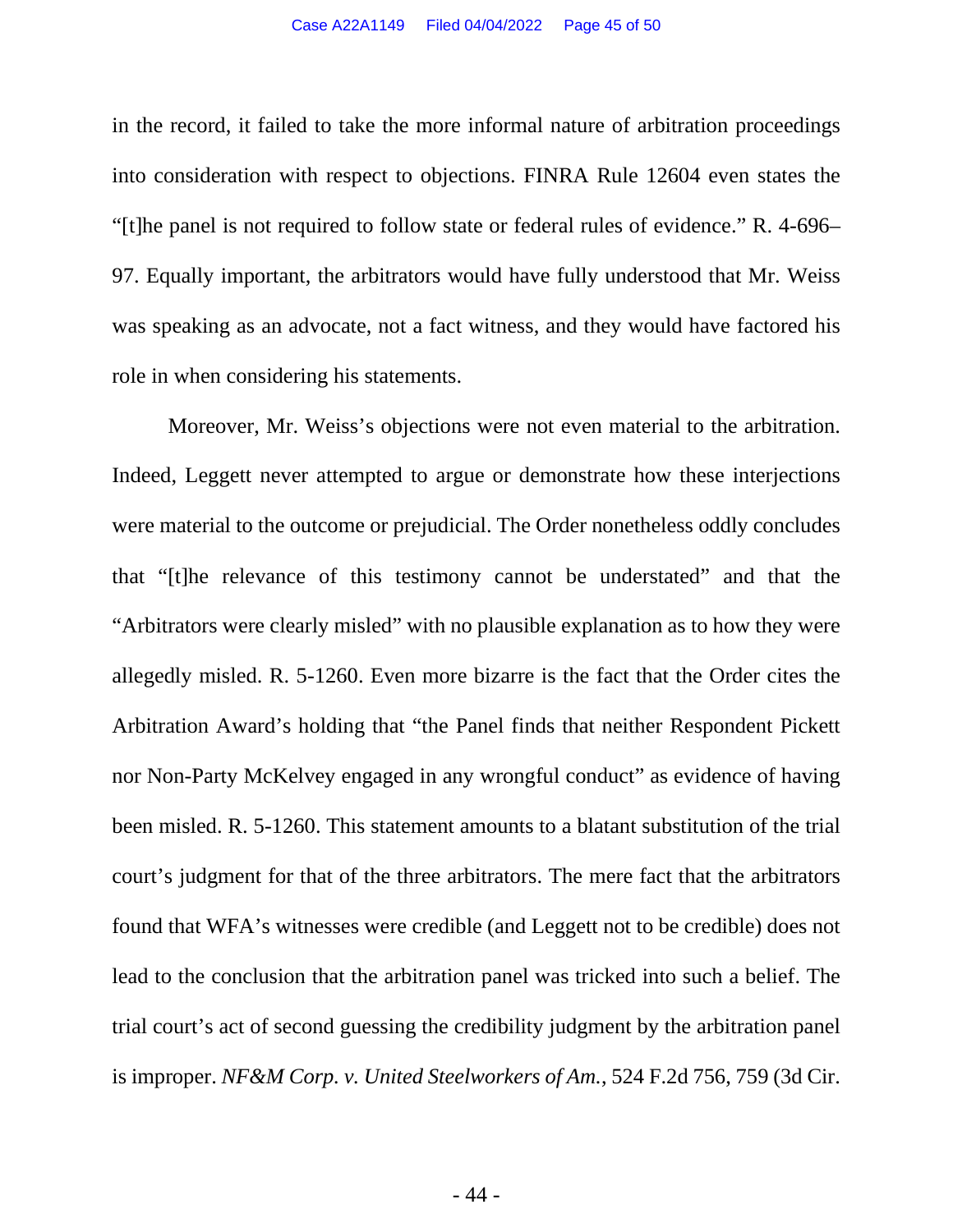in the record, it failed to take the more informal nature of arbitration proceedings into consideration with respect to objections. FINRA Rule 12604 even states the "[t]he panel is not required to follow state or federal rules of evidence." R. 4-696–97. Equally important, the arbitrators would have fully understood that Mr. Weiss was speaking as an advocate, not a fact witness, and they would have factored his role in when considering his statements.

Moreover, Mr. Weiss's objections were not even material to the arbitration. Indeed, Leggett never attempted to argue or demonstrate how these interjections were material to the outcome or prejudicial. The Order nonetheless oddly concludes that "[t]he relevance of this testimony cannot be understated" and that the "Arbitrators were clearly misled" with no plausible explanation as to how they were allegedly misled. R. 5-1260. Even more bizarre is the fact that the Order cites the Arbitration Award's holding that "the Panel finds that neither Respondent Pickett nor Non-Party McKelvey engaged in any wrongful conduct" as evidence of having been misled. R. 5-1260. This statement amounts to a blatant substitution of the trial court's judgment for that of the three arbitrators. The mere fact that the arbitrators found that WFA's witnesses were credible (and Leggett not to be credible) does not lead to the conclusion that the arbitration panel was tricked into such a belief. The trial court's act of second guessing the credibility judgment by the arbitration panel is improper. *NF&M Corp. v. United Steelworkers of Am.*, 524 F.2d 756, 759 (3d Cir.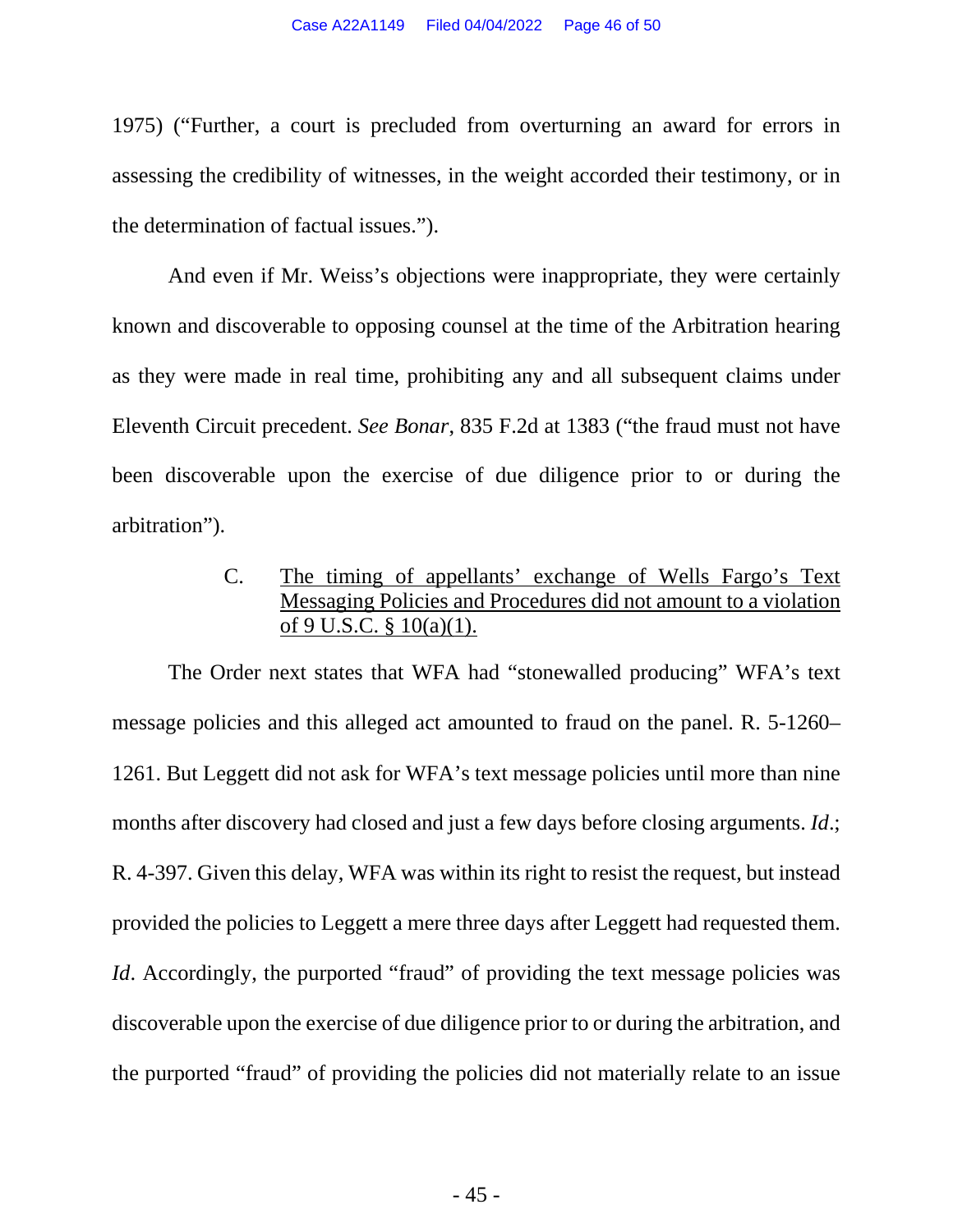1975) ("Further, a court is precluded from overturning an award for errors in assessing the credibility of witnesses, in the weight accorded their testimony, or in the determination of factual issues.").

And even if Mr. Weiss's objections were inappropriate, they were certainly known and discoverable to opposing counsel at the time of the Arbitration hearing as they were made in real time, prohibiting any and all subsequent claims under Eleventh Circuit precedent. *See Bonar*, 835 F.2d at 1383 ("the fraud must not have been discoverable upon the exercise of due diligence prior to or during the arbitration").

C. <u>The timing of appellants' exchange of Wells Fargo's Text Messaging Policies and Procedures did not amount to a violation of 9 U.S.C. § 10(a)(1).</u>

The Order next states that WFA had "stonewalled producing" WFA's text message policies and this alleged act amounted to fraud on the panel. R. 5-1260–1261. But Leggett did not ask for WFA's text message policies until more than nine months after discovery had closed and just a few days before closing arguments. *Id*.; R. 4-397. Given this delay, WFA was within its right to resist the request, but instead provided the policies to Leggett a mere three days after Leggett had requested them. *Id*. Accordingly, the purported "fraud" of providing the text message policies was discoverable upon the exercise of due diligence prior to or during the arbitration, and the purported "fraud" of providing the policies did not materially relate to an issue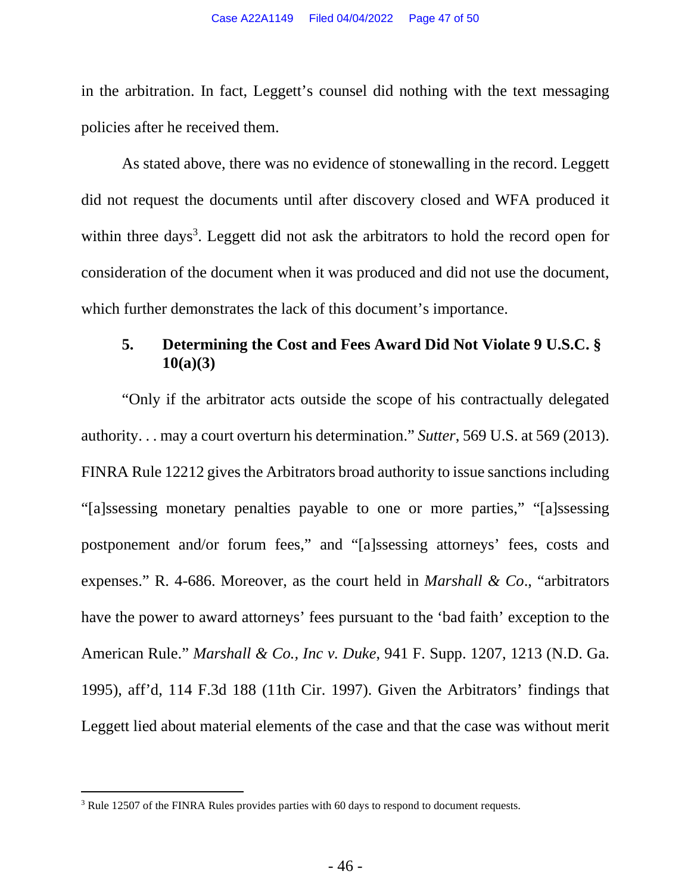in the arbitration. In fact, Leggett's counsel did nothing with the text messaging policies after he received them.

As stated above, there was no evidence of stonewalling in the record. Leggett did not request the documents until after discovery closed and WFA produced it within three days[3]. Leggett did not ask the arbitrators to hold the record open for consideration of the document when it was produced and did not use the document, which further demonstrates the lack of this document's importance.

### 5. Determining the Cost and Fees Award Did Not Violate 9 U.S.C. § 10(a)(3)

"Only if the arbitrator acts outside the scope of his contractually delegated authority. . . may a court overturn his determination." *Sutter*, 569 U.S. at 569 (2013). FINRA Rule 12212 gives the Arbitrators broad authority to issue sanctions including "[a]ssessing monetary penalties payable to one or more parties," "[a]ssessing postponement and/or forum fees," and "[a]ssessing attorneys' fees, costs and expenses." R. 4-686. Moreover, as the court held in *Marshall & Co*., "arbitrators have the power to award attorneys' fees pursuant to the 'bad faith' exception to the American Rule." *Marshall & Co., Inc v. Duke*, 941 F. Supp. 1207, 1213 (N.D. Ga. 1995), aff'd, 114 F.3d 188 (11th Cir. 1997). Given the Arbitrators' findings that Leggett lied about material elements of the case and that the case was without merit

---

[3] Rule 12507 of the FINRA Rules provides parties with 60 days to respond to document requests.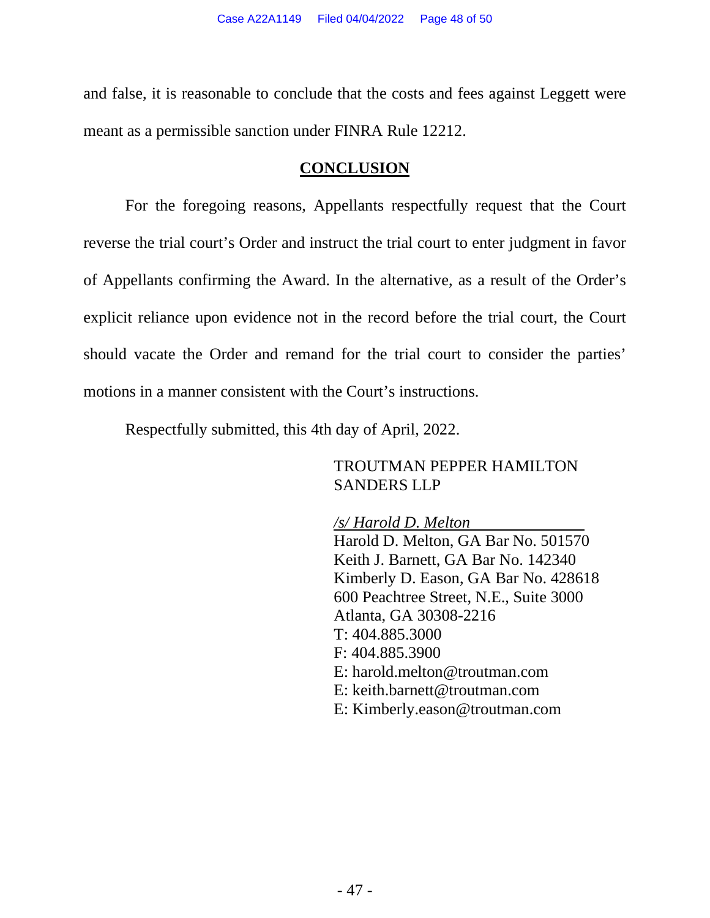and false, it is reasonable to conclude that the costs and fees against Leggett were meant as a permissible sanction under FINRA Rule 12212.

## **CONCLUSION**

For the foregoing reasons, Appellants respectfully request that the Court reverse the trial court's Order and instruct the trial court to enter judgment in favor of Appellants confirming the Award. In the alternative, as a result of the Order's explicit reliance upon evidence not in the record before the trial court, the Court should vacate the Order and remand for the trial court to consider the parties' motions in a manner consistent with the Court's instructions.

Respectfully submitted, this 4th day of April, 2022.

TROUTMAN PEPPER HAMILTON SANDERS LLP

*/s/ Harold D. Melton*
Harold D. Melton, GA Bar No. 501570
Keith J. Barnett, GA Bar No. 142340
Kimberly D. Eason, GA Bar No. 428618
600 Peachtree Street, N.E., Suite 3000
Atlanta, GA 30308-2216
T: 404.885.3000
F: 404.885.3900
E: harold.melton@troutman.com
E: keith.barnett@troutman.com
E: Kimberly.eason@troutman.com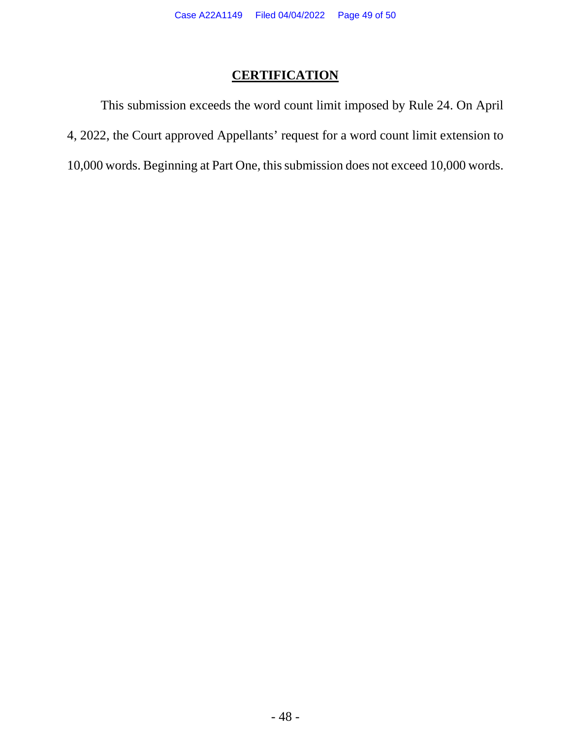## CERTIFICATION

This submission exceeds the word count limit imposed by Rule 24. On April 4, 2022, the Court approved Appellants' request for a word count limit extension to 10,000 words. Beginning at Part One, this submission does not exceed 10,000 words.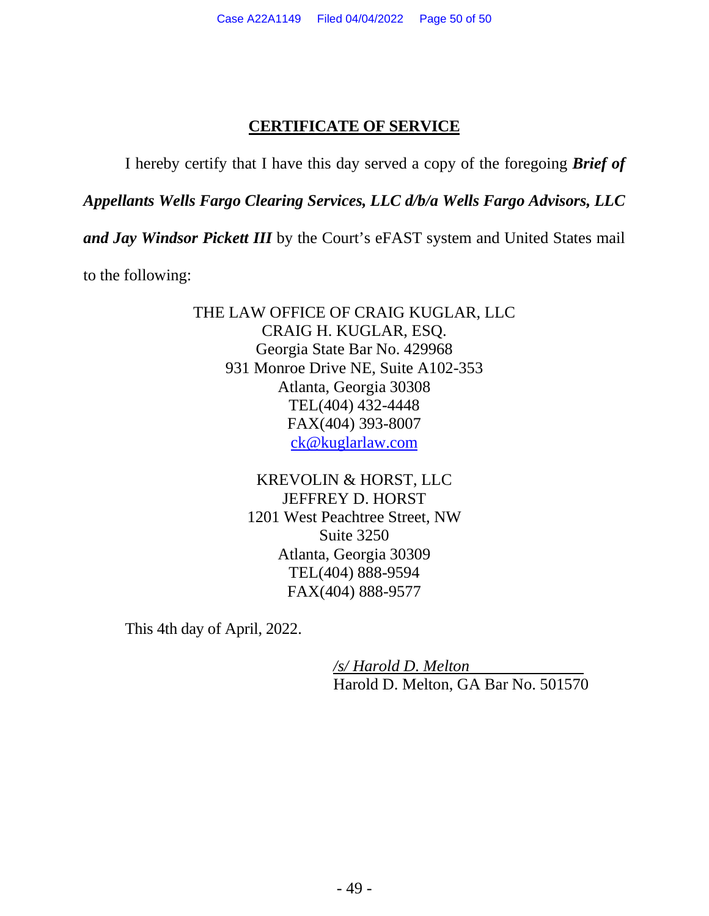## CERTIFICATE OF SERVICE

I hereby certify that I have this day served a copy of the foregoing ***Brief of Appellants Wells Fargo Clearing Services, LLC d/b/a Wells Fargo Advisors, LLC and Jay Windsor Pickett III*** by the Court's eFAST system and United States mail to the following:

THE LAW OFFICE OF CRAIG KUGLAR, LLC
CRAIG H. KUGLAR, ESQ.
Georgia State Bar No. 429968
931 Monroe Drive NE, Suite A102-353
Atlanta, Georgia 30308
TEL(404) 432-4448
FAX(404) 393-8007
ck@kuglarlaw.com

KREVOLIN & HORST, LLC
JEFFREY D. HORST
1201 West Peachtree Street, NW
Suite 3250
Atlanta, Georgia 30309
TEL(404) 888-9594
FAX(404) 888-9577

This 4th day of April, 2022.

*/s/ Harold D. Melton*
Harold D. Melton, GA Bar No. 501570